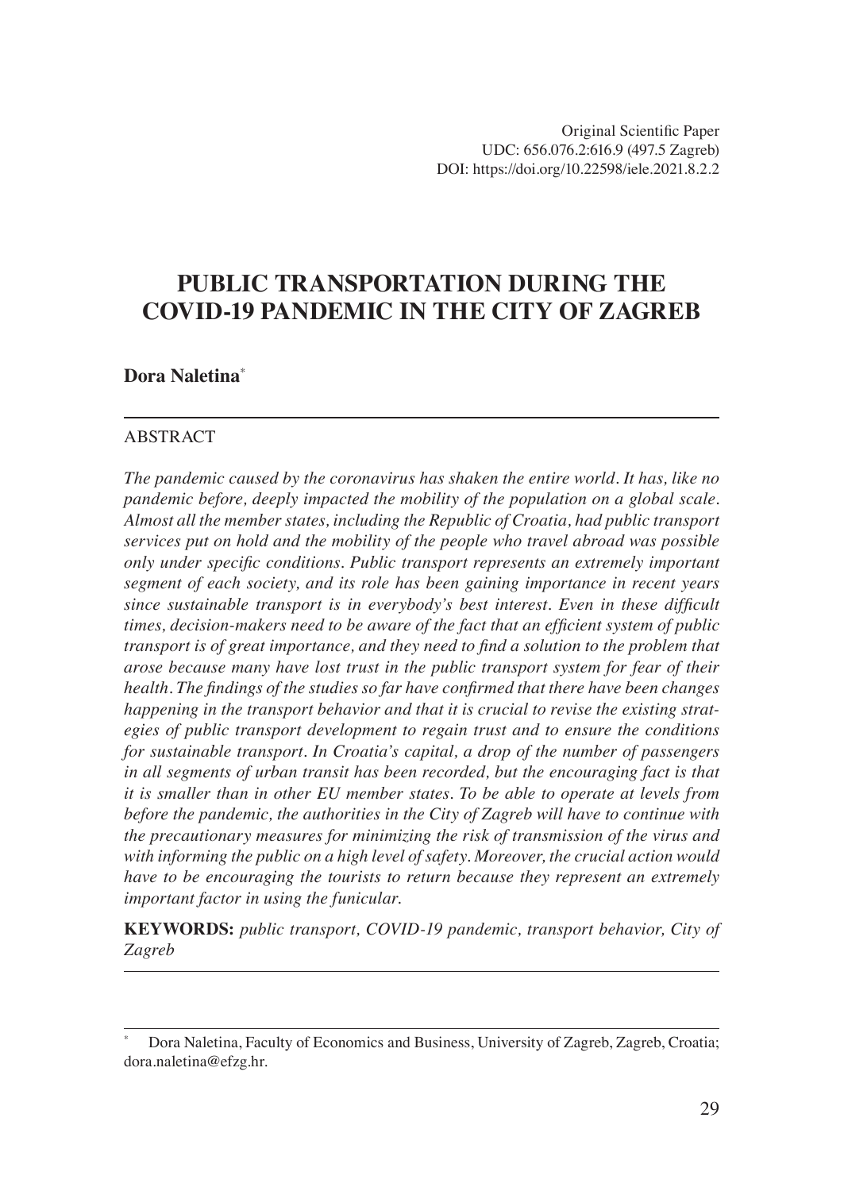Original Scientific Paper
UDC: 656.076.2:616.9 (497.5 Zagreb)
DOI: https://doi.org/10.22598/iele.2021.8.2.2

# PUBLIC TRANSPORTATION DURING THE COVID-19 PANDEMIC IN THE CITY OF ZAGREB

**Dora Naletina**[*]

ABSTRACT

*The pandemic caused by the coronavirus has shaken the entire world. It has, like no pandemic before, deeply impacted the mobility of the population on a global scale. Almost all the member states, including the Republic of Croatia, had public transport services put on hold and the mobility of the people who travel abroad was possible only under specific conditions. Public transport represents an extremely important segment of each society, and its role has been gaining importance in recent years since sustainable transport is in everybody's best interest. Even in these difficult times, decision-makers need to be aware of the fact that an efficient system of public transport is of great importance, and they need to find a solution to the problem that arose because many have lost trust in the public transport system for fear of their health. The findings of the studies so far have confirmed that there have been changes happening in the transport behavior and that it is crucial to revise the existing strategies of public transport development to regain trust and to ensure the conditions for sustainable transport. In Croatia's capital, a drop of the number of passengers in all segments of urban transit has been recorded, but the encouraging fact is that it is smaller than in other EU member states. To be able to operate at levels from before the pandemic, the authorities in the City of Zagreb will have to continue with the precautionary measures for minimizing the risk of transmission of the virus and with informing the public on a high level of safety. Moreover, the crucial action would have to be encouraging the tourists to return because they represent an extremely important factor in using the funicular.*

**KEYWORDS:** *public transport, COVID-19 pandemic, transport behavior, City of Zagreb*

---

[*] Dora Naletina, Faculty of Economics and Business, University of Zagreb, Zagreb, Croatia; dora.naletina@efzg.hr.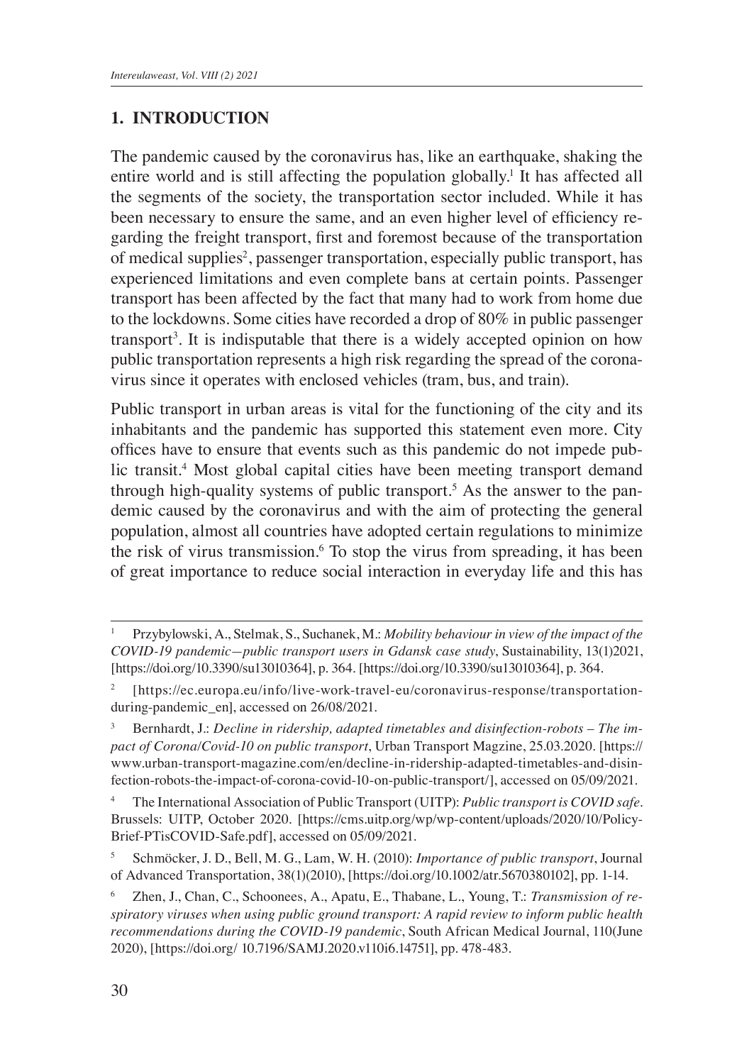## 1. INTRODUCTION

The pandemic caused by the coronavirus has, like an earthquake, shaking the entire world and is still affecting the population globally.[1] It has affected all the segments of the society, the transportation sector included. While it has been necessary to ensure the same, and an even higher level of efficiency regarding the freight transport, first and foremost because of the transportation of medical supplies[2], passenger transportation, especially public transport, has experienced limitations and even complete bans at certain points. Passenger transport has been affected by the fact that many had to work from home due to the lockdowns. Some cities have recorded a drop of 80% in public passenger transport[3]. It is indisputable that there is a widely accepted opinion on how public transportation represents a high risk regarding the spread of the coronavirus since it operates with enclosed vehicles (tram, bus, and train).

Public transport in urban areas is vital for the functioning of the city and its inhabitants and the pandemic has supported this statement even more. City offices have to ensure that events such as this pandemic do not impede public transit.[4] Most global capital cities have been meeting transport demand through high-quality systems of public transport.[5] As the answer to the pandemic caused by the coronavirus and with the aim of protecting the general population, almost all countries have adopted certain regulations to minimize the risk of virus transmission.[6] To stop the virus from spreading, it has been of great importance to reduce social interaction in everyday life and this has

---

[1] Przybylowski, A., Stelmak, S., Suchanek, M.: *Mobility behaviour in view of the impact of the COVID-19 pandemic—public transport users in Gdansk case study*, Sustainability, 13(1)2021, [https://doi.org/10.3390/su13010364], p. 364. [https://doi.org/10.3390/su13010364], p. 364.

[2] [https://ec.europa.eu/info/live-work-travel-eu/coronavirus-response/transportation-during-pandemic_en], accessed on 26/08/2021.

[3] Bernhardt, J.: *Decline in ridership, adapted timetables and disinfection-robots – The impact of Corona/Covid-10 on public transport*, Urban Transport Magzine, 25.03.2020. [https://www.urban-transport-magazine.com/en/decline-in-ridership-adapted-timetables-and-disinfection-robots-the-impact-of-corona-covid-10-on-public-transport/], accessed on 05/09/2021.

[4] The International Association of Public Transport (UITP): *Public transport is COVID safe*. Brussels: UITP, October 2020. [https://cms.uitp.org/wp/wp-content/uploads/2020/10/Policy-Brief-PTisCOVID-Safe.pdf], accessed on 05/09/2021.

[5] Schmöcker, J. D., Bell, M. G., Lam, W. H. (2010): *Importance of public transport*, Journal of Advanced Transportation, 38(1)(2010), [https://doi.org/10.1002/atr.5670380102], pp. 1-14.

[6] Zhen, J., Chan, C., Schoonees, A., Apatu, E., Thabane, L., Young, T.: *Transmission of respiratory viruses when using public ground transport: A rapid review to inform public health recommendations during the COVID-19 pandemic*, South African Medical Journal, 110(June 2020), [https://doi.org/ 10.7196/SAMJ.2020.v110i6.14751], pp. 478-483.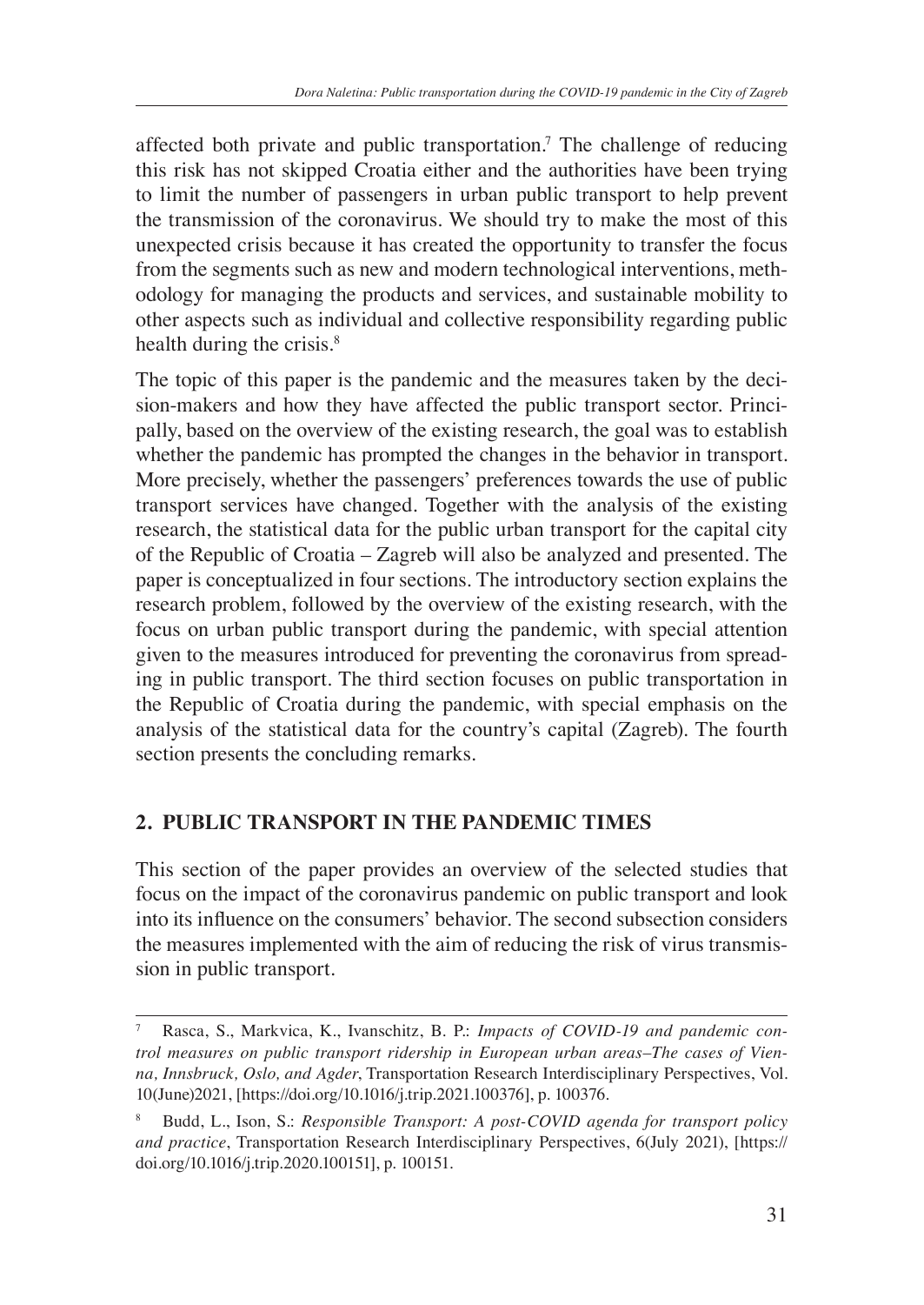affected both private and public transportation.[7] The challenge of reducing this risk has not skipped Croatia either and the authorities have been trying to limit the number of passengers in urban public transport to help prevent the transmission of the coronavirus. We should try to make the most of this unexpected crisis because it has created the opportunity to transfer the focus from the segments such as new and modern technological interventions, methodology for managing the products and services, and sustainable mobility to other aspects such as individual and collective responsibility regarding public health during the crisis.[8]

The topic of this paper is the pandemic and the measures taken by the decision-makers and how they have affected the public transport sector. Principally, based on the overview of the existing research, the goal was to establish whether the pandemic has prompted the changes in the behavior in transport. More precisely, whether the passengers' preferences towards the use of public transport services have changed. Together with the analysis of the existing research, the statistical data for the public urban transport for the capital city of the Republic of Croatia – Zagreb will also be analyzed and presented. The paper is conceptualized in four sections. The introductory section explains the research problem, followed by the overview of the existing research, with the focus on urban public transport during the pandemic, with special attention given to the measures introduced for preventing the coronavirus from spreading in public transport. The third section focuses on public transportation in the Republic of Croatia during the pandemic, with special emphasis on the analysis of the statistical data for the country's capital (Zagreb). The fourth section presents the concluding remarks.

## 2. PUBLIC TRANSPORT IN THE PANDEMIC TIMES

This section of the paper provides an overview of the selected studies that focus on the impact of the coronavirus pandemic on public transport and look into its influence on the consumers' behavior. The second subsection considers the measures implemented with the aim of reducing the risk of virus transmission in public transport.

---

[7] Rasca, S., Markvica, K., Ivanschitz, B. P.: *Impacts of COVID-19 and pandemic control measures on public transport ridership in European urban areas–The cases of Vienna, Innsbruck, Oslo, and Agder*, Transportation Research Interdisciplinary Perspectives, Vol. 10(June)2021, [https://doi.org/10.1016/j.trip.2021.100376], p. 100376.

[8] Budd, L., Ison, S.: *Responsible Transport: A post-COVID agenda for transport policy and practice*, Transportation Research Interdisciplinary Perspectives, 6(July 2021), [https://doi.org/10.1016/j.trip.2020.100151], p. 100151.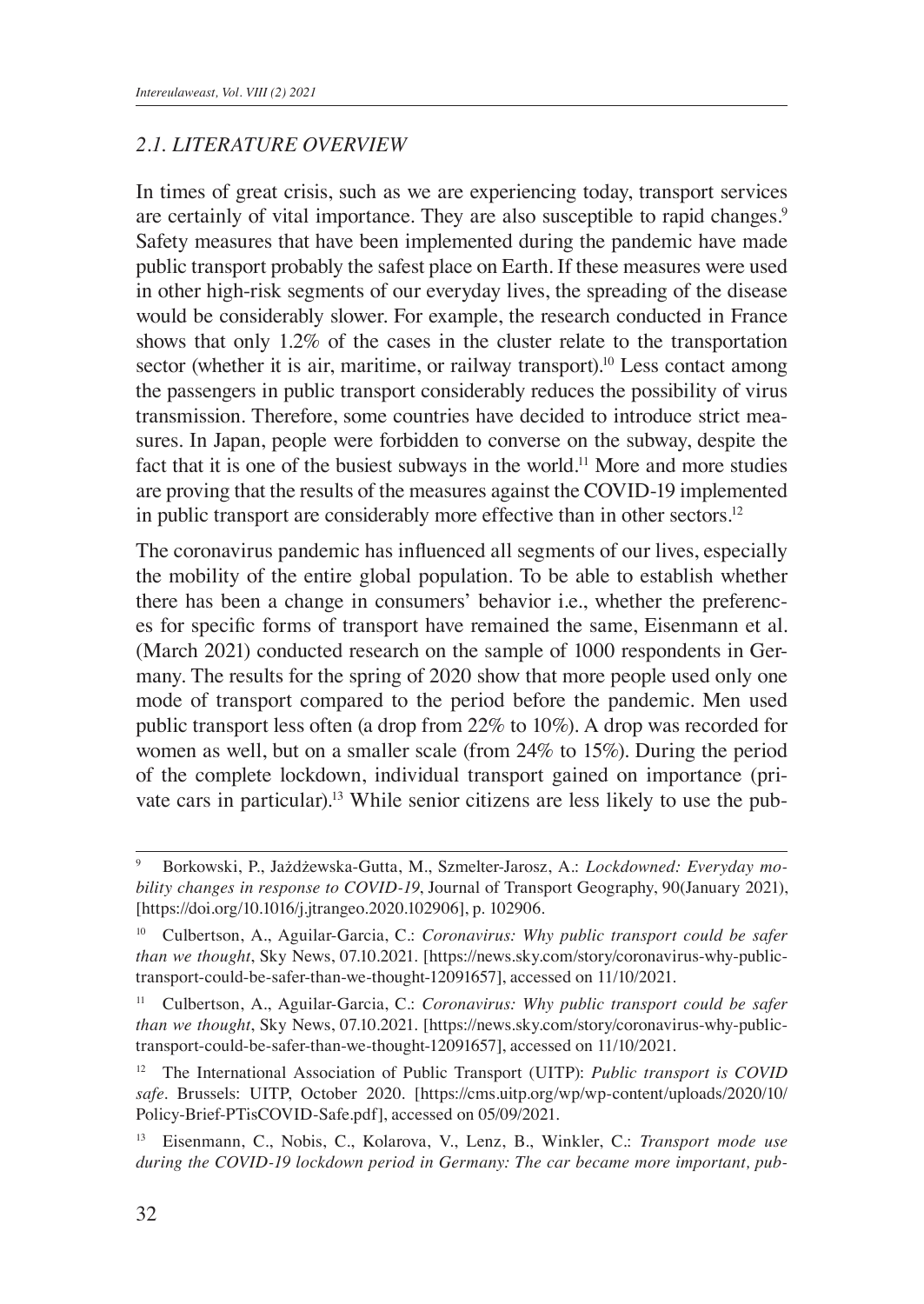### *2.1. LITERATURE OVERVIEW*

In times of great crisis, such as we are experiencing today, transport services are certainly of vital importance. They are also susceptible to rapid changes.[9] Safety measures that have been implemented during the pandemic have made public transport probably the safest place on Earth. If these measures were used in other high-risk segments of our everyday lives, the spreading of the disease would be considerably slower. For example, the research conducted in France shows that only 1.2% of the cases in the cluster relate to the transportation sector (whether it is air, maritime, or railway transport).[10] Less contact among the passengers in public transport considerably reduces the possibility of virus transmission. Therefore, some countries have decided to introduce strict measures. In Japan, people were forbidden to converse on the subway, despite the fact that it is one of the busiest subways in the world.[11] More and more studies are proving that the results of the measures against the COVID-19 implemented in public transport are considerably more effective than in other sectors.[12]

The coronavirus pandemic has influenced all segments of our lives, especially the mobility of the entire global population. To be able to establish whether there has been a change in consumers' behavior i.e., whether the preferences for specific forms of transport have remained the same, Eisenmann et al. (March 2021) conducted research on the sample of 1000 respondents in Germany. The results for the spring of 2020 show that more people used only one mode of transport compared to the period before the pandemic. Men used public transport less often (a drop from 22% to 10%). A drop was recorded for women as well, but on a smaller scale (from 24% to 15%). During the period of the complete lockdown, individual transport gained on importance (private cars in particular).[13] While senior citizens are less likely to use the pub-

---

[9] Borkowski, P., Jażdżewska-Gutta, M., Szmelter-Jarosz, A.: *Lockdowned: Everyday mobility changes in response to COVID-19*, Journal of Transport Geography, 90(January 2021), [https://doi.org/10.1016/j.jtrangeo.2020.102906], p. 102906.

[10] Culbertson, A., Aguilar-Garcia, C.: *Coronavirus: Why public transport could be safer than we thought*, Sky News, 07.10.2021. [https://news.sky.com/story/coronavirus-why-public-transport-could-be-safer-than-we-thought-12091657], accessed on 11/10/2021.

[11] Culbertson, A., Aguilar-Garcia, C.: *Coronavirus: Why public transport could be safer than we thought*, Sky News, 07.10.2021. [https://news.sky.com/story/coronavirus-why-public-transport-could-be-safer-than-we-thought-12091657], accessed on 11/10/2021.

[12] The International Association of Public Transport (UITP): *Public transport is COVID safe*. Brussels: UITP, October 2020. [https://cms.uitp.org/wp/wp-content/uploads/2020/10/Policy-Brief-PTisCOVID-Safe.pdf], accessed on 05/09/2021.

[13] Eisenmann, C., Nobis, C., Kolarova, V., Lenz, B., Winkler, C.: *Transport mode use during the COVID-19 lockdown period in Germany: The car became more important, pub-*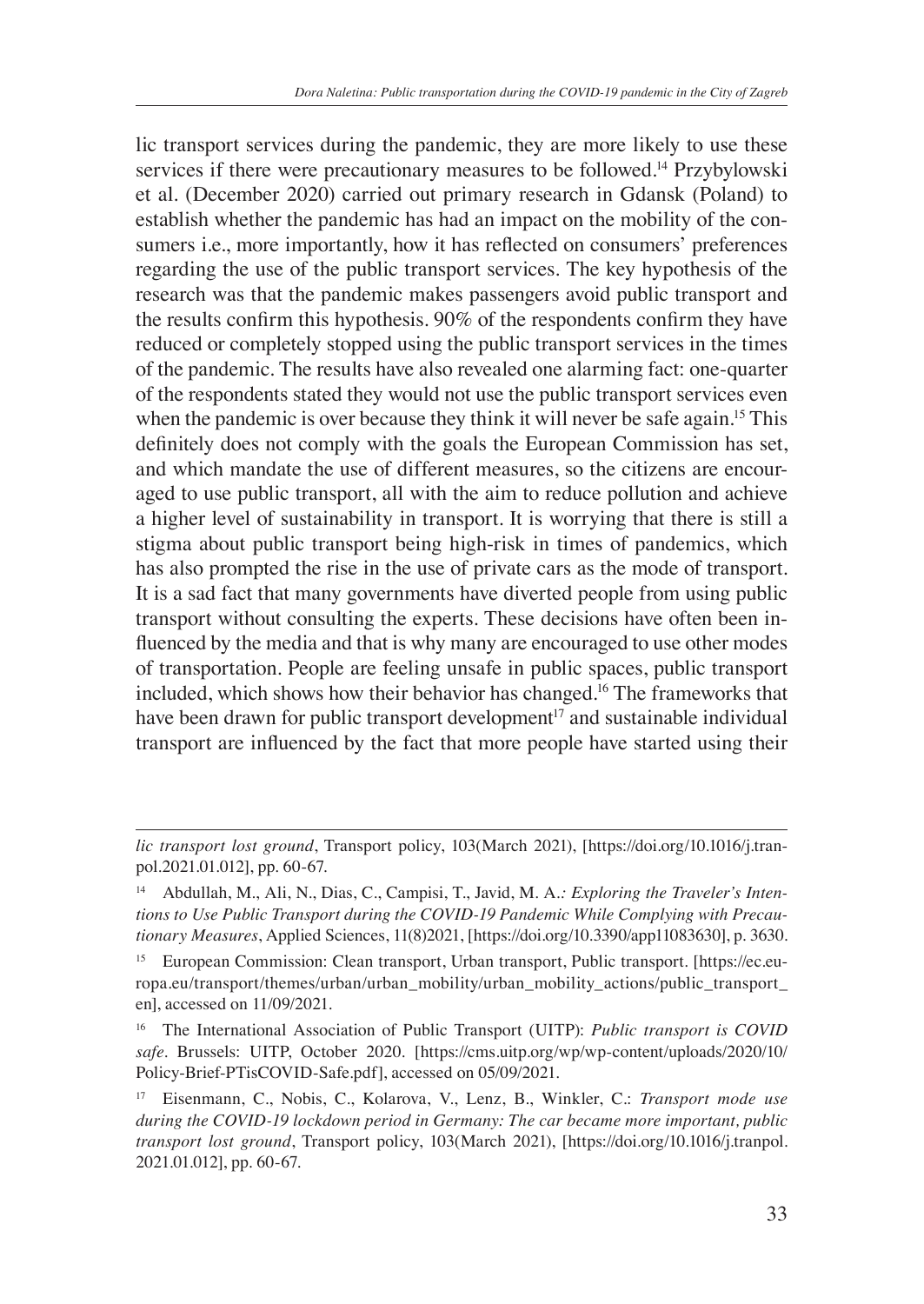lic transport services during the pandemic, they are more likely to use these services if there were precautionary measures to be followed.[14] Przybylowski et al. (December 2020) carried out primary research in Gdansk (Poland) to establish whether the pandemic has had an impact on the mobility of the consumers i.e., more importantly, how it has reflected on consumers' preferences regarding the use of the public transport services. The key hypothesis of the research was that the pandemic makes passengers avoid public transport and the results confirm this hypothesis. 90% of the respondents confirm they have reduced or completely stopped using the public transport services in the times of the pandemic. The results have also revealed one alarming fact: one-quarter of the respondents stated they would not use the public transport services even when the pandemic is over because they think it will never be safe again.[15] This definitely does not comply with the goals the European Commission has set, and which mandate the use of different measures, so the citizens are encouraged to use public transport, all with the aim to reduce pollution and achieve a higher level of sustainability in transport. It is worrying that there is still a stigma about public transport being high-risk in times of pandemics, which has also prompted the rise in the use of private cars as the mode of transport. It is a sad fact that many governments have diverted people from using public transport without consulting the experts. These decisions have often been influenced by the media and that is why many are encouraged to use other modes of transportation. People are feeling unsafe in public spaces, public transport included, which shows how their behavior has changed.[16] The frameworks that have been drawn for public transport development[17] and sustainable individual transport are influenced by the fact that more people have started using their

---

*lic transport lost ground*, Transport policy, 103(March 2021), [https://doi.org/10.1016/j.tranpol.2021.01.012], pp. 60-67.

[14] Abdullah, M., Ali, N., Dias, C., Campisi, T., Javid, M. A.*: Exploring the Traveler's Intentions to Use Public Transport during the COVID-19 Pandemic While Complying with Precautionary Measures*, Applied Sciences, 11(8)2021, [https://doi.org/10.3390/app11083630], p. 3630.

[15] European Commission: Clean transport, Urban transport, Public transport. [https://ec.europa.eu/transport/themes/urban/urban_mobility/urban_mobility_actions/public_transport_en], accessed on 11/09/2021.

[16] The International Association of Public Transport (UITP): *Public transport is COVID safe*. Brussels: UITP, October 2020. [https://cms.uitp.org/wp/wp-content/uploads/2020/10/Policy-Brief-PTisCOVID-Safe.pdf], accessed on 05/09/2021.

[17] Eisenmann, C., Nobis, C., Kolarova, V., Lenz, B., Winkler, C.: *Transport mode use during the COVID-19 lockdown period in Germany: The car became more important, public transport lost ground*, Transport policy, 103(March 2021), [https://doi.org/10.1016/j.tranpol.2021.01.012], pp. 60-67.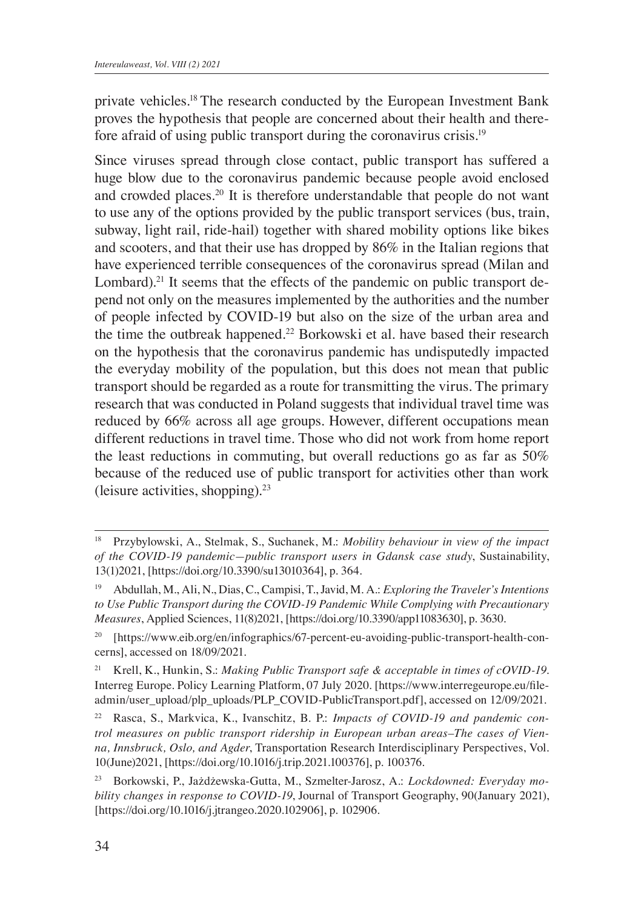private vehicles.[18] The research conducted by the European Investment Bank proves the hypothesis that people are concerned about their health and therefore afraid of using public transport during the coronavirus crisis.[19]

Since viruses spread through close contact, public transport has suffered a huge blow due to the coronavirus pandemic because people avoid enclosed and crowded places.[20] It is therefore understandable that people do not want to use any of the options provided by the public transport services (bus, train, subway, light rail, ride-hail) together with shared mobility options like bikes and scooters, and that their use has dropped by 86% in the Italian regions that have experienced terrible consequences of the coronavirus spread (Milan and Lombard).[21] It seems that the effects of the pandemic on public transport depend not only on the measures implemented by the authorities and the number of people infected by COVID-19 but also on the size of the urban area and the time the outbreak happened.[22] Borkowski et al. have based their research on the hypothesis that the coronavirus pandemic has undisputedly impacted the everyday mobility of the population, but this does not mean that public transport should be regarded as a route for transmitting the virus. The primary research that was conducted in Poland suggests that individual travel time was reduced by 66% across all age groups. However, different occupations mean different reductions in travel time. Those who did not work from home report the least reductions in commuting, but overall reductions go as far as 50% because of the reduced use of public transport for activities other than work (leisure activities, shopping).[23]

---

[18] Przybylowski, A., Stelmak, S., Suchanek, M.: *Mobility behaviour in view of the impact of the COVID-19 pandemic—public transport users in Gdansk case study*, Sustainability, 13(1)2021, [https://doi.org/10.3390/su13010364], p. 364.

[19] Abdullah, M., Ali, N., Dias, C., Campisi, T., Javid, M. A.: *Exploring the Traveler's Intentions to Use Public Transport during the COVID-19 Pandemic While Complying with Precautionary Measures*, Applied Sciences, 11(8)2021, [https://doi.org/10.3390/app11083630], p. 3630.

[20] [https://www.eib.org/en/infographics/67-percent-eu-avoiding-public-transport-health-concerns], accessed on 18/09/2021.

[21] Krell, K., Hunkin, S.: *Making Public Transport safe & acceptable in times of cOVID-19*. Interreg Europe. Policy Learning Platform, 07 July 2020. [https://www.interregeurope.eu/fileadmin/user_upload/plp_uploads/PLP_COVID-PublicTransport.pdf], accessed on 12/09/2021.

[22] Rasca, S., Markvica, K., Ivanschitz, B. P.: *Impacts of COVID-19 and pandemic control measures on public transport ridership in European urban areas–The cases of Vienna, Innsbruck, Oslo, and Agder*, Transportation Research Interdisciplinary Perspectives, Vol. 10(June)2021, [https://doi.org/10.1016/j.trip.2021.100376], p. 100376.

[23] Borkowski, P., Jażdżewska-Gutta, M., Szmelter-Jarosz, A.: *Lockdowned: Everyday mobility changes in response to COVID-19*, Journal of Transport Geography, 90(January 2021), [https://doi.org/10.1016/j.jtrangeo.2020.102906], p. 102906.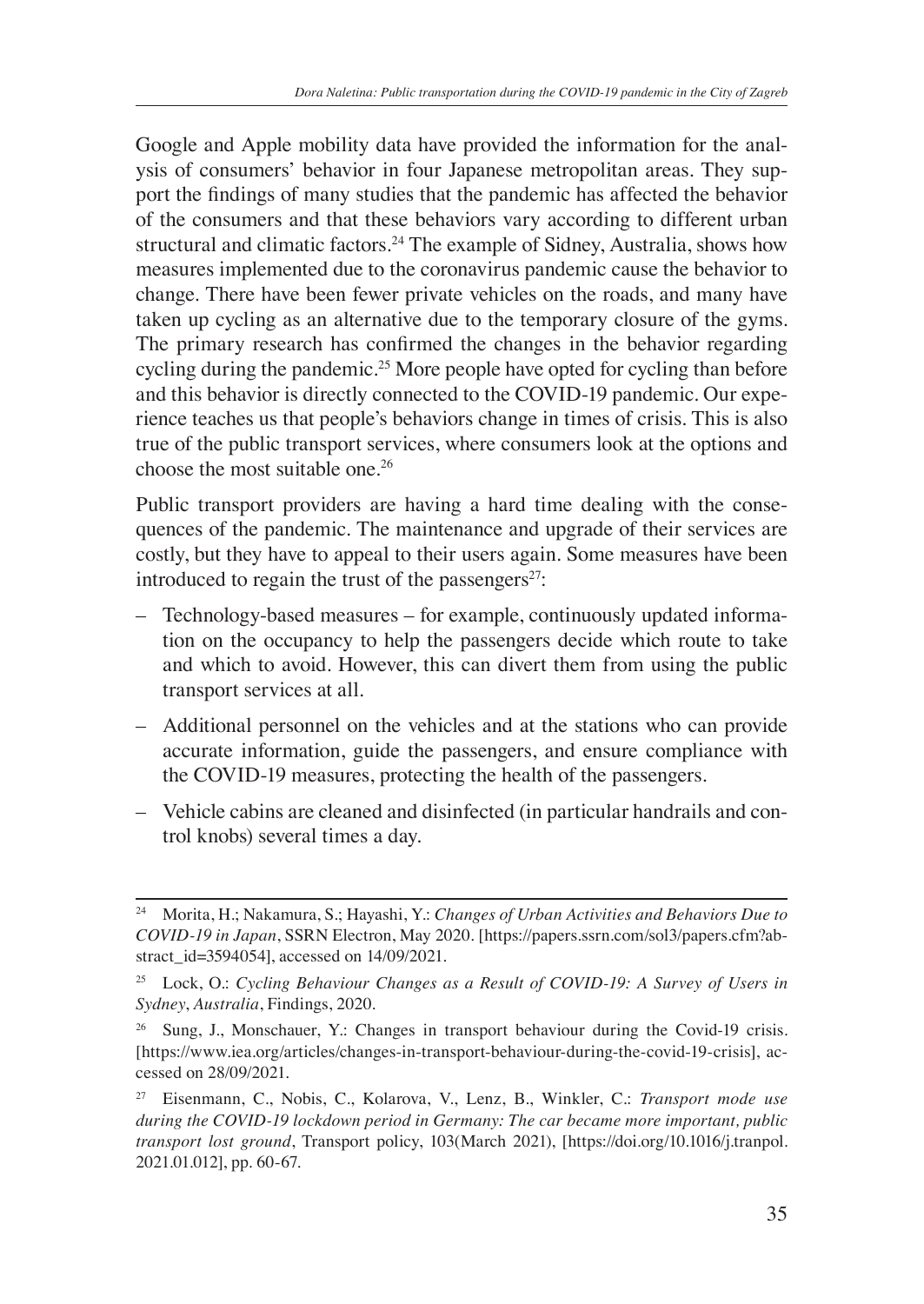Google and Apple mobility data have provided the information for the analysis of consumers' behavior in four Japanese metropolitan areas. They support the findings of many studies that the pandemic has affected the behavior of the consumers and that these behaviors vary according to different urban structural and climatic factors.[24] The example of Sidney, Australia, shows how measures implemented due to the coronavirus pandemic cause the behavior to change. There have been fewer private vehicles on the roads, and many have taken up cycling as an alternative due to the temporary closure of the gyms. The primary research has confirmed the changes in the behavior regarding cycling during the pandemic.[25] More people have opted for cycling than before and this behavior is directly connected to the COVID-19 pandemic. Our experience teaches us that people's behaviors change in times of crisis. This is also true of the public transport services, where consumers look at the options and choose the most suitable one.[26]

Public transport providers are having a hard time dealing with the consequences of the pandemic. The maintenance and upgrade of their services are costly, but they have to appeal to their users again. Some measures have been introduced to regain the trust of the passengers[27]:

- Technology-based measures – for example, continuously updated information on the occupancy to help the passengers decide which route to take and which to avoid. However, this can divert them from using the public transport services at all.
- Additional personnel on the vehicles and at the stations who can provide accurate information, guide the passengers, and ensure compliance with the COVID-19 measures, protecting the health of the passengers.
- Vehicle cabins are cleaned and disinfected (in particular handrails and control knobs) several times a day.

---

[24] Morita, H.; Nakamura, S.; Hayashi, Y.: *Changes of Urban Activities and Behaviors Due to COVID-19 in Japan*, SSRN Electron, May 2020. [https://papers.ssrn.com/sol3/papers.cfm?abstract_id=3594054], accessed on 14/09/2021.

[25] Lock, O.: *Cycling Behaviour Changes as a Result of COVID-19: A Survey of Users in Sydney, Australia*, Findings, 2020.

[26] Sung, J., Monschauer, Y.: Changes in transport behaviour during the Covid-19 crisis. [https://www.iea.org/articles/changes-in-transport-behaviour-during-the-covid-19-crisis], accessed on 28/09/2021.

[27] Eisenmann, C., Nobis, C., Kolarova, V., Lenz, B., Winkler, C.: *Transport mode use during the COVID-19 lockdown period in Germany: The car became more important, public transport lost ground*, Transport policy, 103(March 2021), [https://doi.org/10.1016/j.tranpol.2021.01.012], pp. 60-67.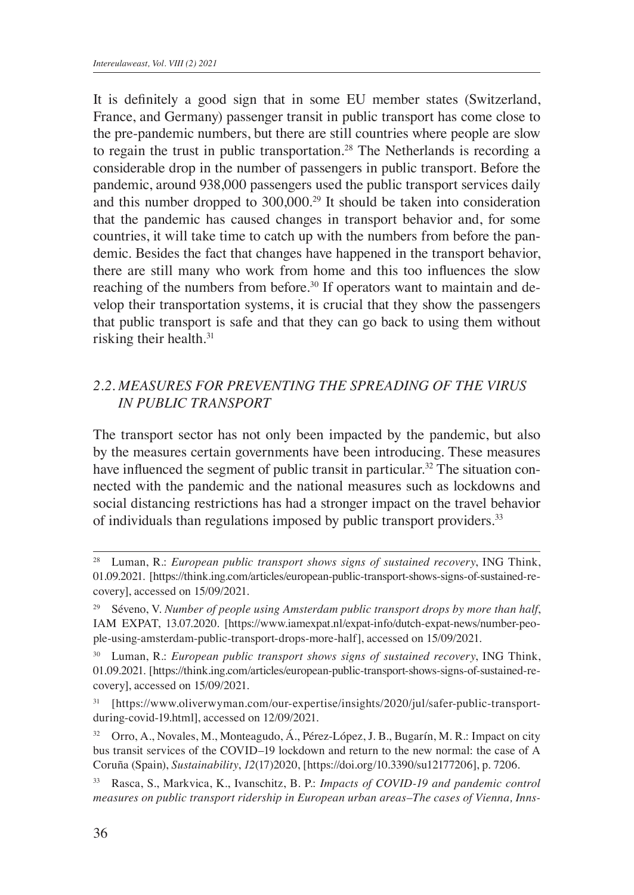It is definitely a good sign that in some EU member states (Switzerland, France, and Germany) passenger transit in public transport has come close to the pre-pandemic numbers, but there are still countries where people are slow to regain the trust in public transportation.[28] The Netherlands is recording a considerable drop in the number of passengers in public transport. Before the pandemic, around 938,000 passengers used the public transport services daily and this number dropped to 300,000.[29] It should be taken into consideration that the pandemic has caused changes in transport behavior and, for some countries, it will take time to catch up with the numbers from before the pandemic. Besides the fact that changes have happened in the transport behavior, there are still many who work from home and this too influences the slow reaching of the numbers from before.[30] If operators want to maintain and develop their transportation systems, it is crucial that they show the passengers that public transport is safe and that they can go back to using them without risking their health.[31]

### *2.2. MEASURES FOR PREVENTING THE SPREADING OF THE VIRUS IN PUBLIC TRANSPORT*

The transport sector has not only been impacted by the pandemic, but also by the measures certain governments have been introducing. These measures have influenced the segment of public transit in particular.[32] The situation connected with the pandemic and the national measures such as lockdowns and social distancing restrictions has had a stronger impact on the travel behavior of individuals than regulations imposed by public transport providers.[33]

---

[28] Luman, R.: *European public transport shows signs of sustained recovery*, ING Think, 01.09.2021. [https://think.ing.com/articles/european-public-transport-shows-signs-of-sustained-recovery], accessed on 15/09/2021.

[29] Séveno, V. *Number of people using Amsterdam public transport drops by more than half*, IAM EXPAT, 13.07.2020. [https://www.iamexpat.nl/expat-info/dutch-expat-news/number-people-using-amsterdam-public-transport-drops-more-half], accessed on 15/09/2021.

[30] Luman, R.: *European public transport shows signs of sustained recovery*, ING Think, 01.09.2021. [https://think.ing.com/articles/european-public-transport-shows-signs-of-sustained-recovery], accessed on 15/09/2021.

[31] [https://www.oliverwyman.com/our-expertise/insights/2020/jul/safer-public-transport-during-covid-19.html], accessed on 12/09/2021.

[32] Orro, A., Novales, M., Monteagudo, Á., Pérez-López, J. B., Bugarín, M. R.: Impact on city bus transit services of the COVID–19 lockdown and return to the new normal: the case of A Coruña (Spain), *Sustainability*, *12*(17)2020, [https://doi.org/10.3390/su12177206], p. 7206.

[33] Rasca, S., Markvica, K., Ivanschitz, B. P.: *Impacts of COVID-19 and pandemic control measures on public transport ridership in European urban areas–The cases of Vienna, Inns-*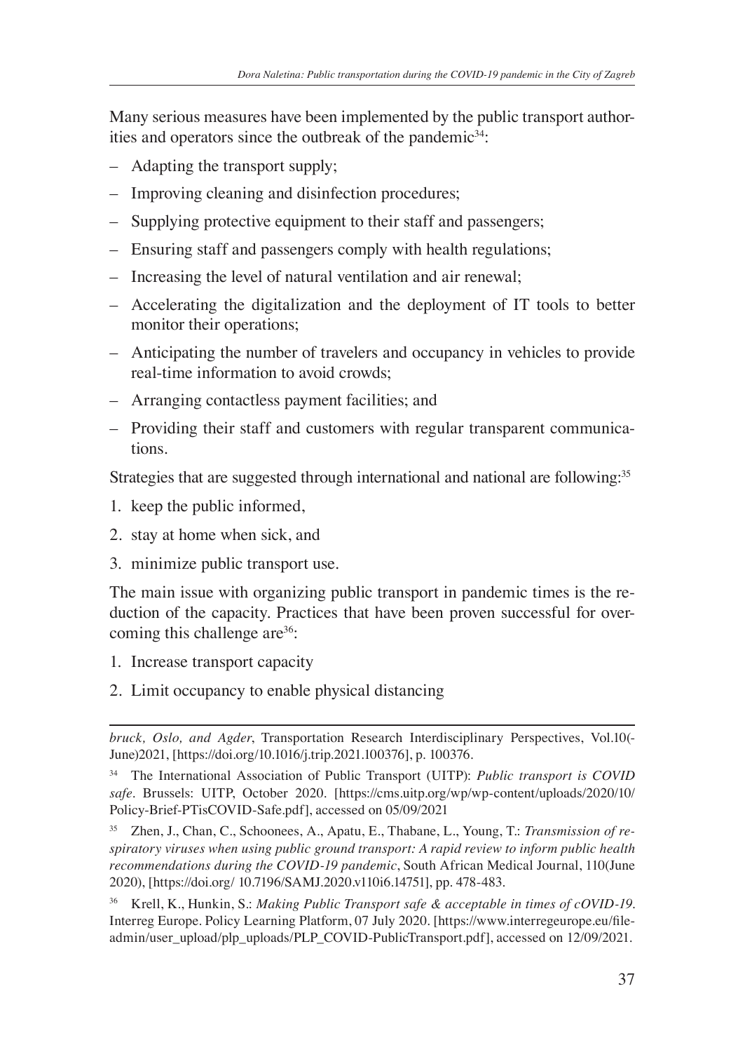Many serious measures have been implemented by the public transport authorities and operators since the outbreak of the pandemic[34]:

- Adapting the transport supply;
- Improving cleaning and disinfection procedures;
- Supplying protective equipment to their staff and passengers;
- Ensuring staff and passengers comply with health regulations;
- Increasing the level of natural ventilation and air renewal;
- Accelerating the digitalization and the deployment of IT tools to better monitor their operations;
- Anticipating the number of travelers and occupancy in vehicles to provide real-time information to avoid crowds;
- Arranging contactless payment facilities; and
- Providing their staff and customers with regular transparent communications.

Strategies that are suggested through international and national are following:[35]

1. keep the public informed,
2. stay at home when sick, and
3. minimize public transport use.

The main issue with organizing public transport in pandemic times is the reduction of the capacity. Practices that have been proven successful for overcoming this challenge are[36]:

1. Increase transport capacity
2. Limit occupancy to enable physical distancing

---

*bruck, Oslo, and Agder*, Transportation Research Interdisciplinary Perspectives, Vol.10(-June)2021, [https://doi.org/10.1016/j.trip.2021.100376], p. 100376.

[34] The International Association of Public Transport (UITP): *Public transport is COVID safe*. Brussels: UITP, October 2020. [https://cms.uitp.org/wp/wp-content/uploads/2020/10/Policy-Brief-PTisCOVID-Safe.pdf], accessed on 05/09/2021

[35] Zhen, J., Chan, C., Schoonees, A., Apatu, E., Thabane, L., Young, T.: *Transmission of respiratory viruses when using public ground transport: A rapid review to inform public health recommendations during the COVID-19 pandemic*, South African Medical Journal, 110(June 2020), [https://doi.org/ 10.7196/SAMJ.2020.v110i6.14751], pp. 478-483.

[36] Krell, K., Hunkin, S.: *Making Public Transport safe & acceptable in times of cOVID-19*. Interreg Europe. Policy Learning Platform, 07 July 2020. [https://www.interregeurope.eu/fileadmin/user_upload/plp_uploads/PLP_COVID-PublicTransport.pdf], accessed on 12/09/2021.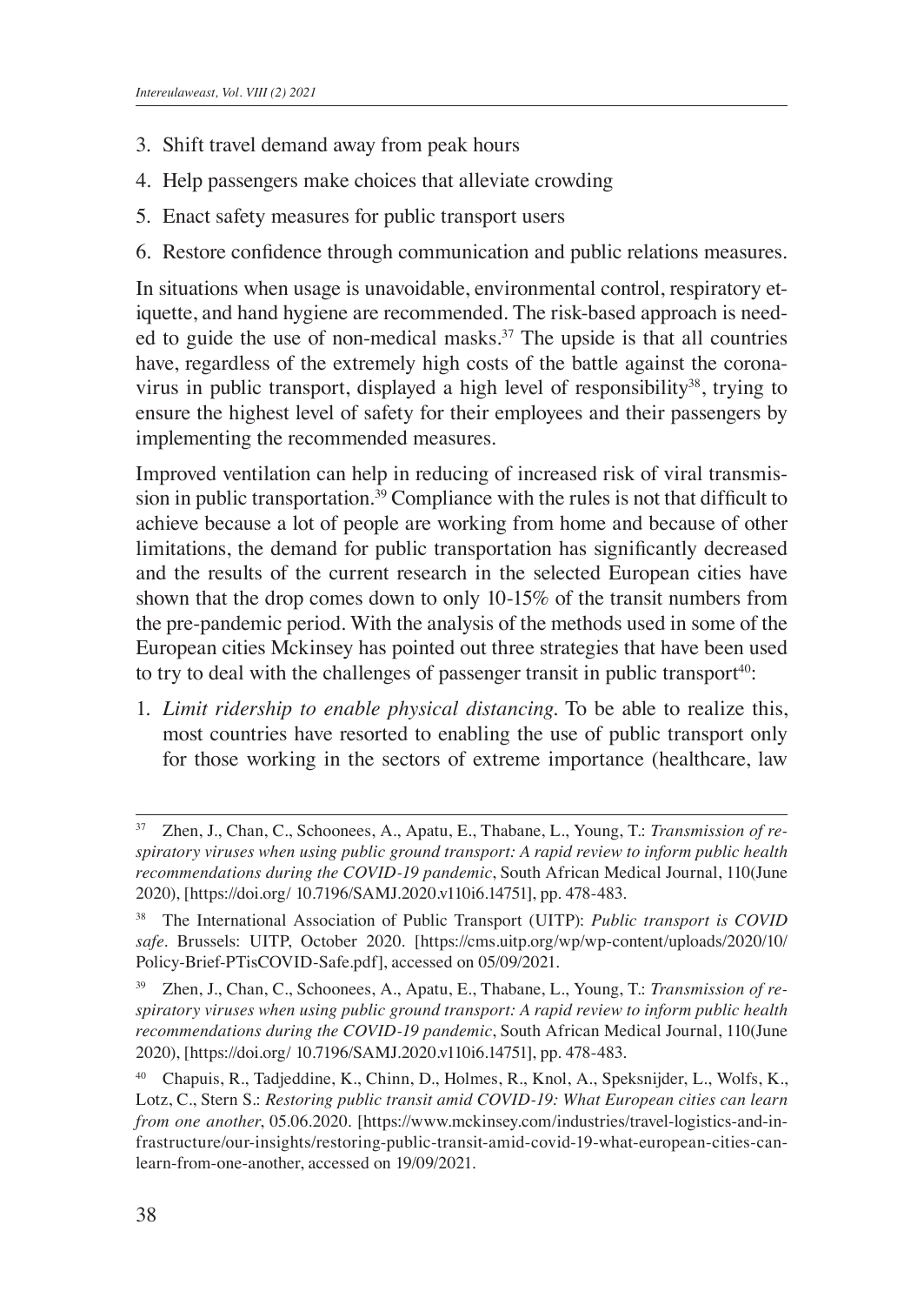3. Shift travel demand away from peak hours
4. Help passengers make choices that alleviate crowding
5. Enact safety measures for public transport users
6. Restore confidence through communication and public relations measures.

In situations when usage is unavoidable, environmental control, respiratory etiquette, and hand hygiene are recommended. The risk-based approach is needed to guide the use of non-medical masks.[37] The upside is that all countries have, regardless of the extremely high costs of the battle against the coronavirus in public transport, displayed a high level of responsibility[38], trying to ensure the highest level of safety for their employees and their passengers by implementing the recommended measures.

Improved ventilation can help in reducing of increased risk of viral transmission in public transportation.[39] Compliance with the rules is not that difficult to achieve because a lot of people are working from home and because of other limitations, the demand for public transportation has significantly decreased and the results of the current research in the selected European cities have shown that the drop comes down to only 10-15% of the transit numbers from the pre-pandemic period. With the analysis of the methods used in some of the European cities Mckinsey has pointed out three strategies that have been used to try to deal with the challenges of passenger transit in public transport[40]:

1. *Limit ridership to enable physical distancing.* To be able to realize this, most countries have resorted to enabling the use of public transport only for those working in the sectors of extreme importance (healthcare, law

---

[37] Zhen, J., Chan, C., Schoonees, A., Apatu, E., Thabane, L., Young, T.: *Transmission of respiratory viruses when using public ground transport: A rapid review to inform public health recommendations during the COVID-19 pandemic*, South African Medical Journal, 110(June 2020), [https://doi.org/ 10.7196/SAMJ.2020.v110i6.14751], pp. 478-483.

[38] The International Association of Public Transport (UITP): *Public transport is COVID safe*. Brussels: UITP, October 2020. [https://cms.uitp.org/wp/wp-content/uploads/2020/10/Policy-Brief-PTisCOVID-Safe.pdf], accessed on 05/09/2021.

[39] Zhen, J., Chan, C., Schoonees, A., Apatu, E., Thabane, L., Young, T.: *Transmission of respiratory viruses when using public ground transport: A rapid review to inform public health recommendations during the COVID-19 pandemic*, South African Medical Journal, 110(June 2020), [https://doi.org/ 10.7196/SAMJ.2020.v110i6.14751], pp. 478-483.

[40] Chapuis, R., Tadjeddine, K., Chinn, D., Holmes, R., Knol, A., Speksnijder, L., Wolfs, K., Lotz, C., Stern S.: *Restoring public transit amid COVID-19: What European cities can learn from one another*, 05.06.2020. [https://www.mckinsey.com/industries/travel-logistics-and-infrastructure/our-insights/restoring-public-transit-amid-covid-19-what-european-cities-can-learn-from-one-another, accessed on 19/09/2021.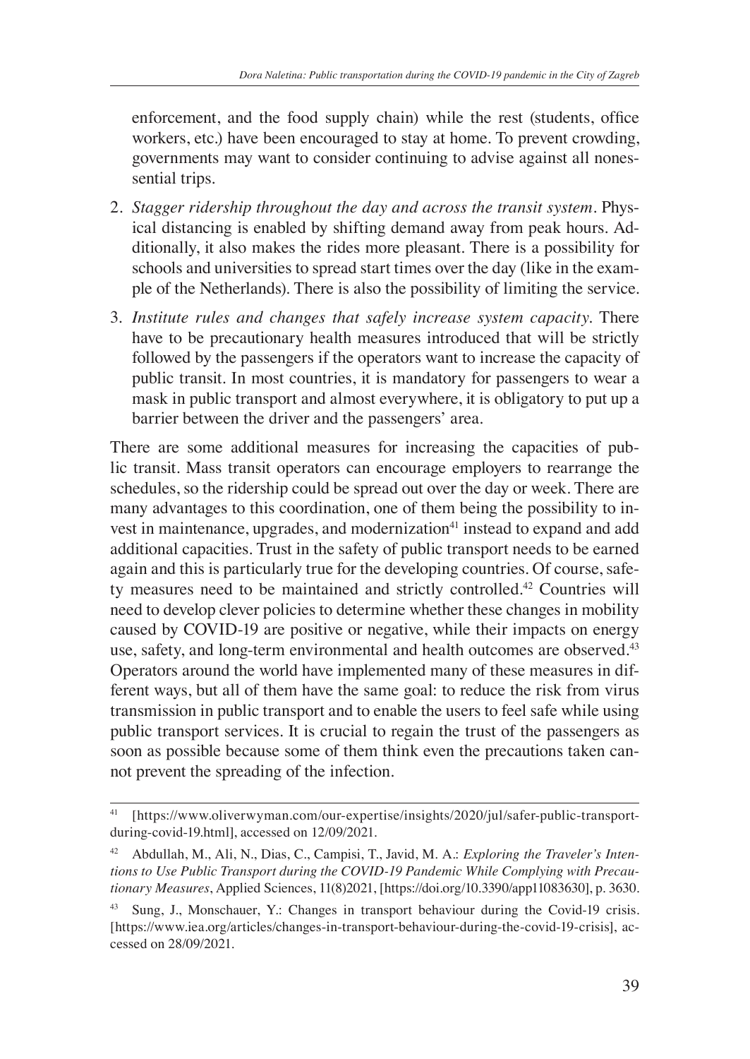enforcement, and the food supply chain) while the rest (students, office workers, etc.) have been encouraged to stay at home. To prevent crowding, governments may want to consider continuing to advise against all nonessential trips.

2. *Stagger ridership throughout the day and across the transit system*. Physical distancing is enabled by shifting demand away from peak hours. Additionally, it also makes the rides more pleasant. There is a possibility for schools and universities to spread start times over the day (like in the example of the Netherlands). There is also the possibility of limiting the service.
3. *Institute rules and changes that safely increase system capacity*. There have to be precautionary health measures introduced that will be strictly followed by the passengers if the operators want to increase the capacity of public transit. In most countries, it is mandatory for passengers to wear a mask in public transport and almost everywhere, it is obligatory to put up a barrier between the driver and the passengers' area.

There are some additional measures for increasing the capacities of public transit. Mass transit operators can encourage employers to rearrange the schedules, so the ridership could be spread out over the day or week. There are many advantages to this coordination, one of them being the possibility to invest in maintenance, upgrades, and modernization[41] instead to expand and add additional capacities. Trust in the safety of public transport needs to be earned again and this is particularly true for the developing countries. Of course, safety measures need to be maintained and strictly controlled.[42] Countries will need to develop clever policies to determine whether these changes in mobility caused by COVID-19 are positive or negative, while their impacts on energy use, safety, and long-term environmental and health outcomes are observed.[43] Operators around the world have implemented many of these measures in different ways, but all of them have the same goal: to reduce the risk from virus transmission in public transport and to enable the users to feel safe while using public transport services. It is crucial to regain the trust of the passengers as soon as possible because some of them think even the precautions taken cannot prevent the spreading of the infection.

---

[41] [https://www.oliverwyman.com/our-expertise/insights/2020/jul/safer-public-transport-during-covid-19.html], accessed on 12/09/2021.

[42] Abdullah, M., Ali, N., Dias, C., Campisi, T., Javid, M. A.: *Exploring the Traveler's Intentions to Use Public Transport during the COVID-19 Pandemic While Complying with Precautionary Measures*, Applied Sciences, 11(8)2021, [https://doi.org/10.3390/app11083630], p. 3630.

[43] Sung, J., Monschauer, Y.: Changes in transport behaviour during the Covid-19 crisis. [https://www.iea.org/articles/changes-in-transport-behaviour-during-the-covid-19-crisis], accessed on 28/09/2021.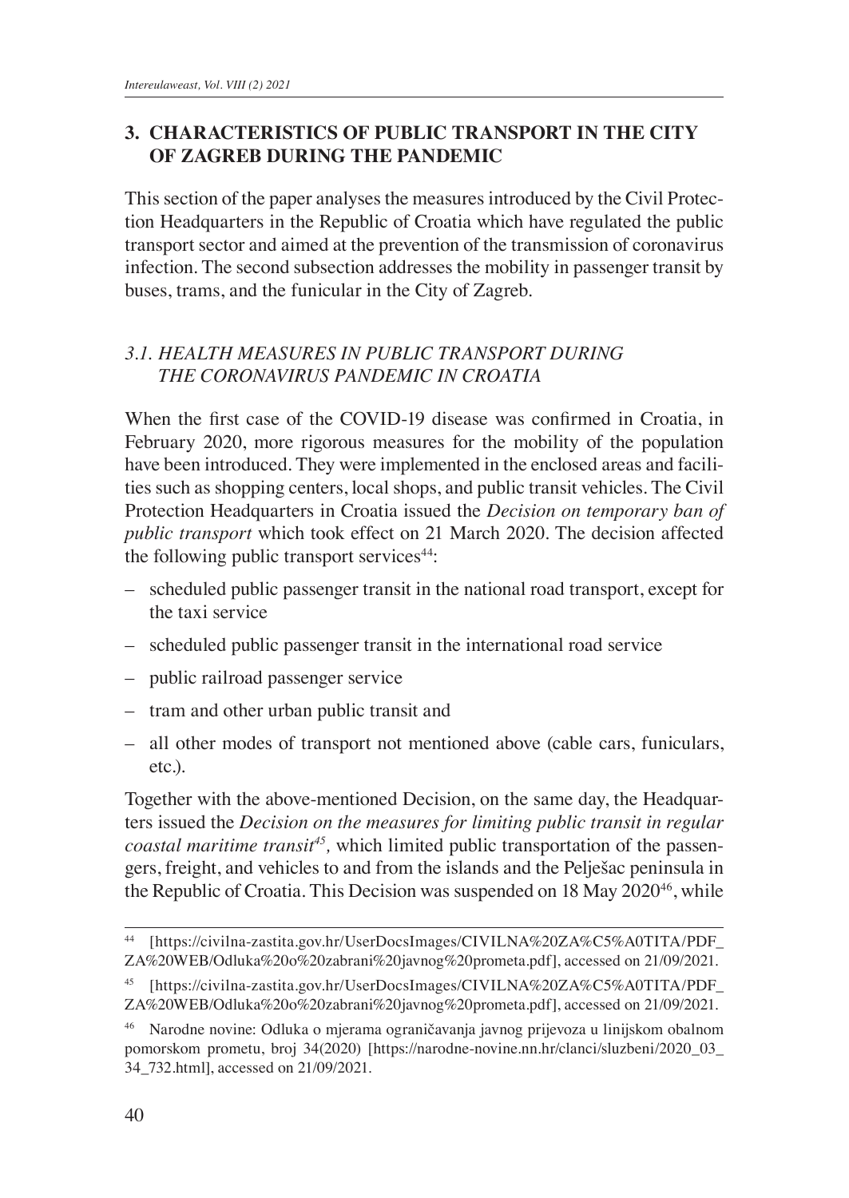## 3. CHARACTERISTICS OF PUBLIC TRANSPORT IN THE CITY OF ZAGREB DURING THE PANDEMIC

This section of the paper analyses the measures introduced by the Civil Protection Headquarters in the Republic of Croatia which have regulated the public transport sector and aimed at the prevention of the transmission of coronavirus infection. The second subsection addresses the mobility in passenger transit by buses, trams, and the funicular in the City of Zagreb.

### *3.1. HEALTH MEASURES IN PUBLIC TRANSPORT DURING THE CORONAVIRUS PANDEMIC IN CROATIA*

When the first case of the COVID-19 disease was confirmed in Croatia, in February 2020, more rigorous measures for the mobility of the population have been introduced. They were implemented in the enclosed areas and facilities such as shopping centers, local shops, and public transit vehicles. The Civil Protection Headquarters in Croatia issued the *Decision on temporary ban of public transport* which took effect on 21 March 2020. The decision affected the following public transport services[44]:

- scheduled public passenger transit in the national road transport, except for the taxi service
- scheduled public passenger transit in the international road service
- public railroad passenger service
- tram and other urban public transit and
- all other modes of transport not mentioned above (cable cars, funiculars, etc.).

Together with the above-mentioned Decision, on the same day, the Headquarters issued the *Decision on the measures for limiting public transit in regular coastal maritime transit*[45], which limited public transportation of the passengers, freight, and vehicles to and from the islands and the Pelješac peninsula in the Republic of Croatia. This Decision was suspended on 18 May 2020[46], while

---

[44] [https://civilna-zastita.gov.hr/UserDocsImages/CIVILNA%20ZA%C5%A0TITA/PDF_ZA%20WEB/Odluka%20o%20zabrani%20javnog%20prometa.pdf], accessed on 21/09/2021.

[45] [https://civilna-zastita.gov.hr/UserDocsImages/CIVILNA%20ZA%C5%A0TITA/PDF_ZA%20WEB/Odluka%20o%20zabrani%20javnog%20prometa.pdf], accessed on 21/09/2021.

[46] Narodne novine: Odluka o mjerama ograničavanja javnog prijevoza u linijskom obalnom pomorskom prometu, broj 34(2020) [https://narodne-novine.nn.hr/clanci/sluzbeni/2020_03_34_732.html], accessed on 21/09/2021.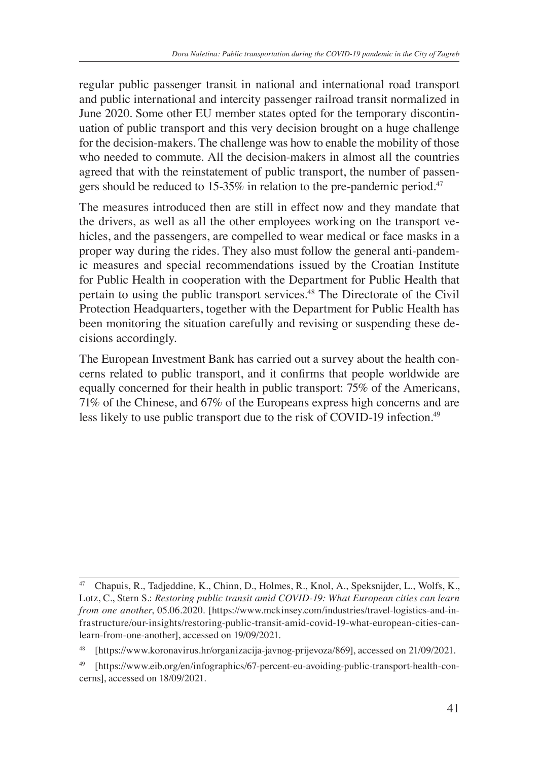regular public passenger transit in national and international road transport and public international and intercity passenger railroad transit normalized in June 2020. Some other EU member states opted for the temporary discontinuation of public transport and this very decision brought on a huge challenge for the decision-makers. The challenge was how to enable the mobility of those who needed to commute. All the decision-makers in almost all the countries agreed that with the reinstatement of public transport, the number of passengers should be reduced to 15-35% in relation to the pre-pandemic period.[47]

The measures introduced then are still in effect now and they mandate that the drivers, as well as all the other employees working on the transport vehicles, and the passengers, are compelled to wear medical or face masks in a proper way during the rides. They also must follow the general anti-pandemic measures and special recommendations issued by the Croatian Institute for Public Health in cooperation with the Department for Public Health that pertain to using the public transport services.[48] The Directorate of the Civil Protection Headquarters, together with the Department for Public Health has been monitoring the situation carefully and revising or suspending these decisions accordingly.

The European Investment Bank has carried out a survey about the health concerns related to public transport, and it confirms that people worldwide are equally concerned for their health in public transport: 75% of the Americans, 71% of the Chinese, and 67% of the Europeans express high concerns and are less likely to use public transport due to the risk of COVID-19 infection.[49]

---

[47] Chapuis, R., Tadjeddine, K., Chinn, D., Holmes, R., Knol, A., Speksnijder, L., Wolfs, K., Lotz, C., Stern S.: *Restoring public transit amid COVID-19: What European cities can learn from one another*, 05.06.2020. [https://www.mckinsey.com/industries/travel-logistics-and-infrastructure/our-insights/restoring-public-transit-amid-covid-19-what-european-cities-can-learn-from-one-another], accessed on 19/09/2021.

[48] [https://www.koronavirus.hr/organizacija-javnog-prijevoza/869], accessed on 21/09/2021.

[49] [https://www.eib.org/en/infographics/67-percent-eu-avoiding-public-transport-health-concerns], accessed on 18/09/2021.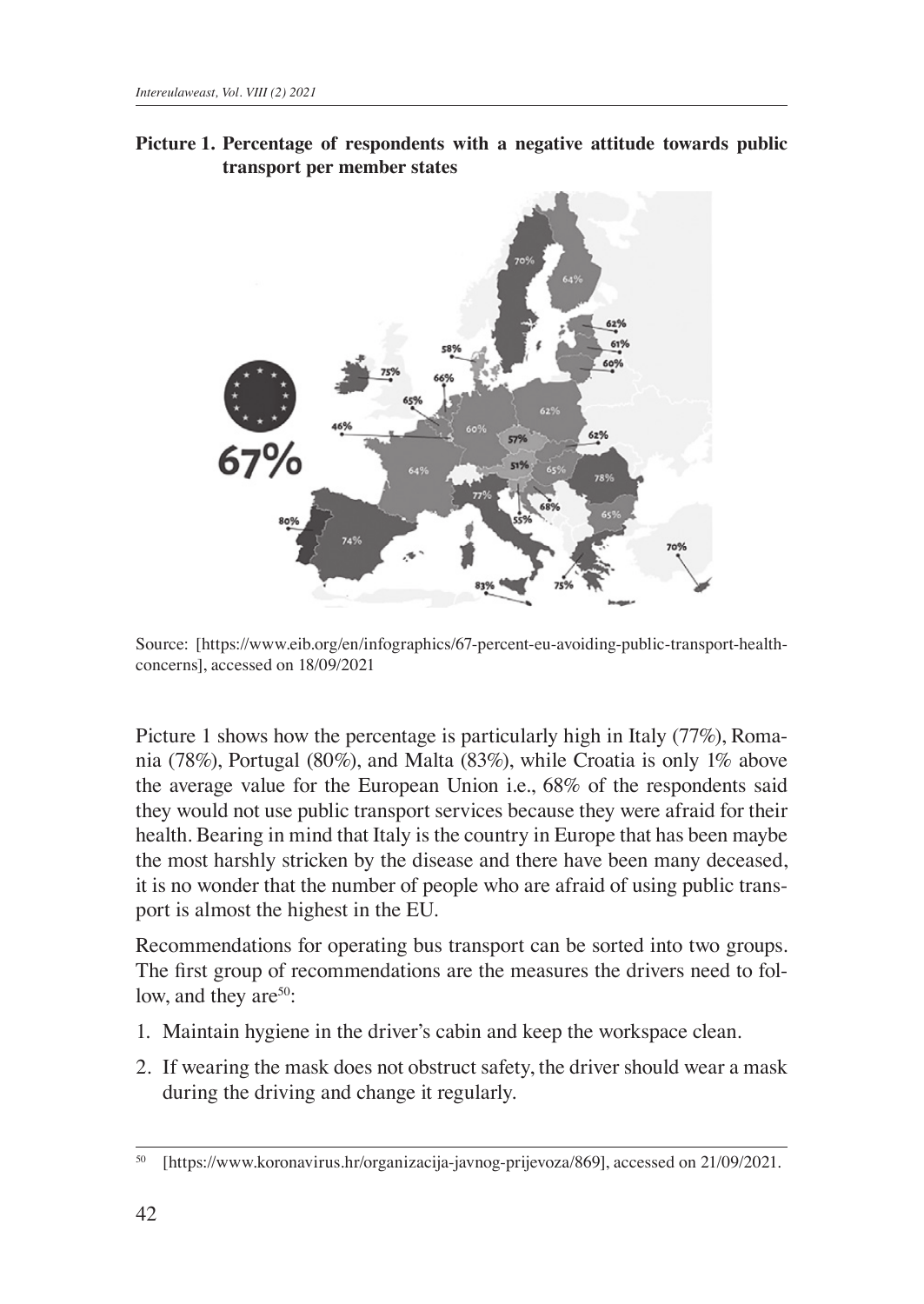**Picture 1. Percentage of respondents with a negative attitude towards public transport per member states**

Source: [https://www.eib.org/en/infographics/67-percent-eu-avoiding-public-transport-health-concerns], accessed on 18/09/2021

Picture 1 shows how the percentage is particularly high in Italy (77%), Romania (78%), Portugal (80%), and Malta (83%), while Croatia is only 1% above the average value for the European Union i.e., 68% of the respondents said they would not use public transport services because they were afraid for their health. Bearing in mind that Italy is the country in Europe that has been maybe the most harshly stricken by the disease and there have been many deceased, it is no wonder that the number of people who are afraid of using public transport is almost the highest in the EU.

Recommendations for operating bus transport can be sorted into two groups. The first group of recommendations are the measures the drivers need to follow, and they are[50]:

1. Maintain hygiene in the driver's cabin and keep the workspace clean.
2. If wearing the mask does not obstruct safety, the driver should wear a mask during the driving and change it regularly.

---

[50] [https://www.koronavirus.hr/organizacija-javnog-prijevoza/869], accessed on 21/09/2021.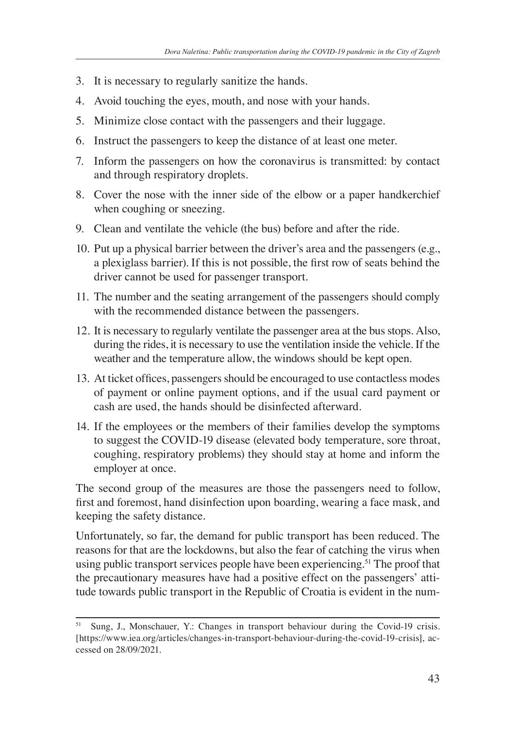3. It is necessary to regularly sanitize the hands.
4. Avoid touching the eyes, mouth, and nose with your hands.
5. Minimize close contact with the passengers and their luggage.
6. Instruct the passengers to keep the distance of at least one meter.
7. Inform the passengers on how the coronavirus is transmitted: by contact and through respiratory droplets.
8. Cover the nose with the inner side of the elbow or a paper handkerchief when coughing or sneezing.
9. Clean and ventilate the vehicle (the bus) before and after the ride.
10. Put up a physical barrier between the driver's area and the passengers (e.g., a plexiglass barrier). If this is not possible, the first row of seats behind the driver cannot be used for passenger transport.
11. The number and the seating arrangement of the passengers should comply with the recommended distance between the passengers.
12. It is necessary to regularly ventilate the passenger area at the bus stops. Also, during the rides, it is necessary to use the ventilation inside the vehicle. If the weather and the temperature allow, the windows should be kept open.
13. At ticket offices, passengers should be encouraged to use contactless modes of payment or online payment options, and if the usual card payment or cash are used, the hands should be disinfected afterward.
14. If the employees or the members of their families develop the symptoms to suggest the COVID-19 disease (elevated body temperature, sore throat, coughing, respiratory problems) they should stay at home and inform the employer at once.

The second group of the measures are those the passengers need to follow, first and foremost, hand disinfection upon boarding, wearing a face mask, and keeping the safety distance.

Unfortunately, so far, the demand for public transport has been reduced. The reasons for that are the lockdowns, but also the fear of catching the virus when using public transport services people have been experiencing.[51] The proof that the precautionary measures have had a positive effect on the passengers' attitude towards public transport in the Republic of Croatia is evident in the num-

[51] Sung, J., Monschauer, Y.: Changes in transport behaviour during the Covid-19 crisis. [https://www.iea.org/articles/changes-in-transport-behaviour-during-the-covid-19-crisis], accessed on 28/09/2021.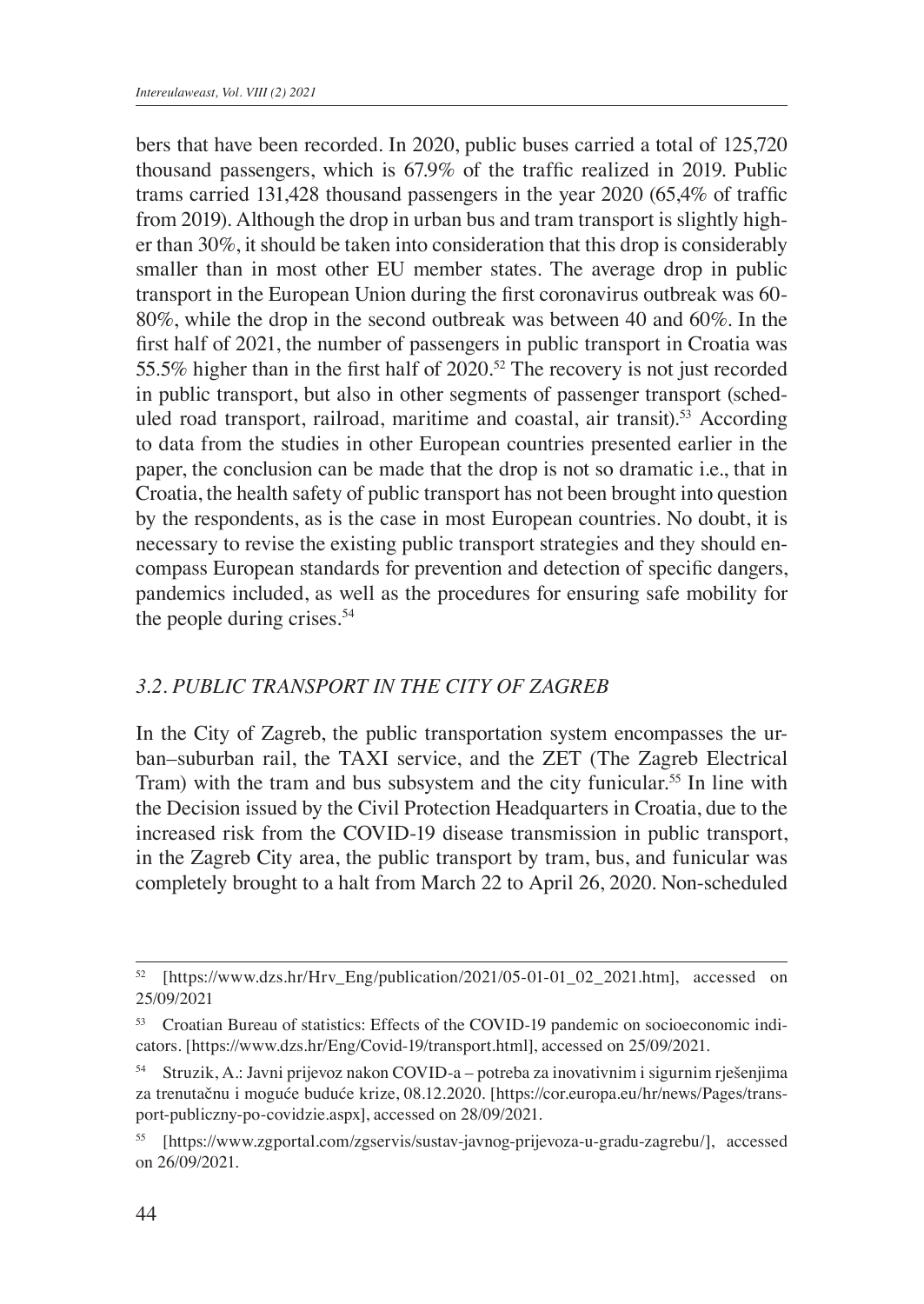bers that have been recorded. In 2020, public buses carried a total of 125,720 thousand passengers, which is 67.9% of the traffic realized in 2019. Public trams carried 131,428 thousand passengers in the year 2020 (65,4% of traffic from 2019). Although the drop in urban bus and tram transport is slightly higher than 30%, it should be taken into consideration that this drop is considerably smaller than in most other EU member states. The average drop in public transport in the European Union during the first coronavirus outbreak was 60-80%, while the drop in the second outbreak was between 40 and 60%. In the first half of 2021, the number of passengers in public transport in Croatia was 55.5% higher than in the first half of 2020.[52] The recovery is not just recorded in public transport, but also in other segments of passenger transport (scheduled road transport, railroad, maritime and coastal, air transit).[53] According to data from the studies in other European countries presented earlier in the paper, the conclusion can be made that the drop is not so dramatic i.e., that in Croatia, the health safety of public transport has not been brought into question by the respondents, as is the case in most European countries. No doubt, it is necessary to revise the existing public transport strategies and they should encompass European standards for prevention and detection of specific dangers, pandemics included, as well as the procedures for ensuring safe mobility for the people during crises.[54]

### *3.2. PUBLIC TRANSPORT IN THE CITY OF ZAGREB*

In the City of Zagreb, the public transportation system encompasses the urban–suburban rail, the TAXI service, and the ZET (The Zagreb Electrical Tram) with the tram and bus subsystem and the city funicular.[55] In line with the Decision issued by the Civil Protection Headquarters in Croatia, due to the increased risk from the COVID-19 disease transmission in public transport, in the Zagreb City area, the public transport by tram, bus, and funicular was completely brought to a halt from March 22 to April 26, 2020. Non-scheduled

---

[52] [https://www.dzs.hr/Hrv_Eng/publication/2021/05-01-01_02_2021.htm], accessed on 25/09/2021

[53] Croatian Bureau of statistics: Effects of the COVID-19 pandemic on socioeconomic indicators. [https://www.dzs.hr/Eng/Covid-19/transport.html], accessed on 25/09/2021.

[54] Struzik, A.: Javni prijevoz nakon COVID-a – potreba za inovativnim i sigurnim rješenjima za trenutačnu i moguće buduće krize, 08.12.2020. [https://cor.europa.eu/hr/news/Pages/transport-publiczny-po-covidzie.aspx], accessed on 28/09/2021.

[55] [https://www.zgportal.com/zgservis/sustav-javnog-prijevoza-u-gradu-zagrebu/], accessed on 26/09/2021.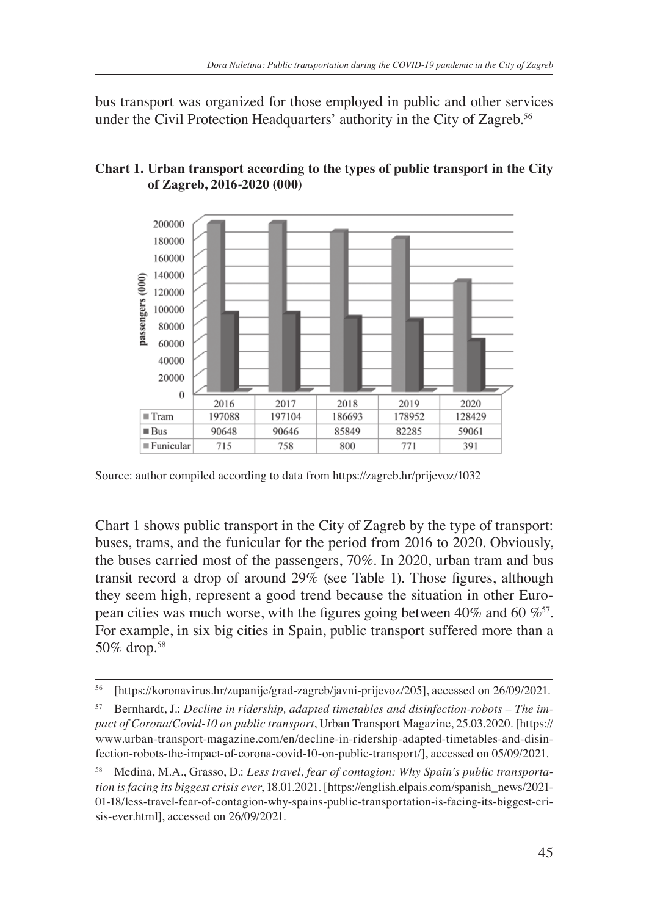bus transport was organized for those employed in public and other services under the Civil Protection Headquarters' authority in the City of Zagreb.[56]

**Chart 1. Urban transport according to the types of public transport in the City of Zagreb, 2016-2020 (000)**

| | 2016 | 2017 | 2018 | 2019 | 2020 |
|---|---|---|---|---|---|
| Tram | 197088 | 197104 | 186693 | 178952 | 128429 |
| Bus | 90648 | 90646 | 85849 | 82285 | 59061 |
| Funicular | 715 | 758 | 800 | 771 | 391 |

Source: author compiled according to data from https://zagreb.hr/prijevoz/1032

Chart 1 shows public transport in the City of Zagreb by the type of transport: buses, trams, and the funicular for the period from 2016 to 2020. Obviously, the buses carried most of the passengers, 70%. In 2020, urban tram and bus transit record a drop of around 29% (see Table 1). Those figures, although they seem high, represent a good trend because the situation in other European cities was much worse, with the figures going between 40% and 60 %[57]. For example, in six big cities in Spain, public transport suffered more than a 50% drop.[58]

---

[56] [https://koronavirus.hr/zupanije/grad-zagreb/javni-prijevoz/205], accessed on 26/09/2021.

[57] Bernhardt, J.: *Decline in ridership, adapted timetables and disinfection-robots – The impact of Corona/Covid-10 on public transport*, Urban Transport Magazine, 25.03.2020. [https://www.urban-transport-magazine.com/en/decline-in-ridership-adapted-timetables-and-disinfection-robots-the-impact-of-corona-covid-10-on-public-transport/], accessed on 05/09/2021.

[58] Medina, M.A., Grasso, D.: *Less travel, fear of contagion: Why Spain's public transportation is facing its biggest crisis ever*, 18.01.2021. [https://english.elpais.com/spanish_news/2021-01-18/less-travel-fear-of-contagion-why-spains-public-transportation-is-facing-its-biggest-crisis-ever.html], accessed on 26/09/2021.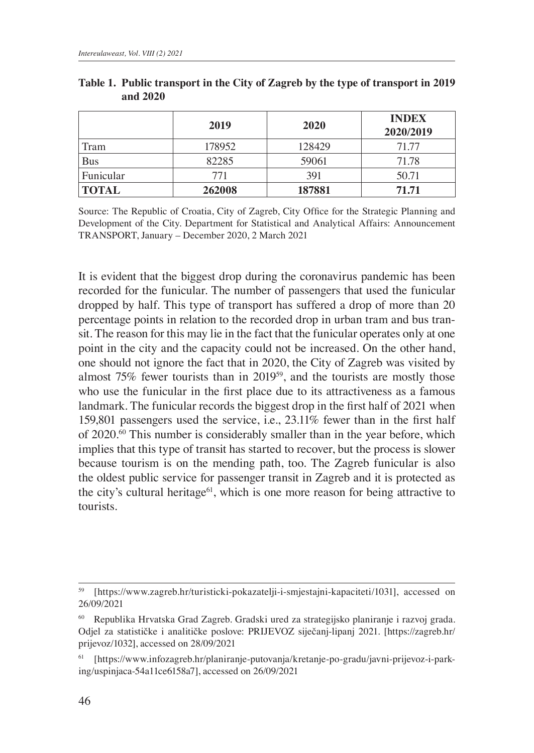**Table 1. Public transport in the City of Zagreb by the type of transport in 2019 and 2020**

| | 2019 | 2020 | INDEX 2020/2019 |
|---|---|---|---|
| Tram | 178952 | 128429 | 71.77 |
| Bus | 82285 | 59061 | 71.78 |
| Funicular | 771 | 391 | 50.71 |
| **TOTAL** | **262008** | **187881** | **71.71** |

Source: The Republic of Croatia, City of Zagreb, City Office for the Strategic Planning and Development of the City. Department for Statistical and Analytical Affairs: Announcement TRANSPORT, January – December 2020, 2 March 2021

It is evident that the biggest drop during the coronavirus pandemic has been recorded for the funicular. The number of passengers that used the funicular dropped by half. This type of transport has suffered a drop of more than 20 percentage points in relation to the recorded drop in urban tram and bus transit. The reason for this may lie in the fact that the funicular operates only at one point in the city and the capacity could not be increased. On the other hand, one should not ignore the fact that in 2020, the City of Zagreb was visited by almost 75% fewer tourists than in 2019[59], and the tourists are mostly those who use the funicular in the first place due to its attractiveness as a famous landmark. The funicular records the biggest drop in the first half of 2021 when 159,801 passengers used the service, i.e., 23.11% fewer than in the first half of 2020.[60] This number is considerably smaller than in the year before, which implies that this type of transit has started to recover, but the process is slower because tourism is on the mending path, too. The Zagreb funicular is also the oldest public service for passenger transit in Zagreb and it is protected as the city's cultural heritage[61], which is one more reason for being attractive to tourists.

---

[59] [https://www.zagreb.hr/turisticki-pokazatelji-i-smjestajni-kapaciteti/1031], accessed on 26/09/2021

[60] Republika Hrvatska Grad Zagreb. Gradski ured za strategijsko planiranje i razvoj grada. Odjel za statističke i analitičke poslove: PRIJEVOZ siječanj-lipanj 2021. [https://zagreb.hr/prijevoz/1032], accessed on 28/09/2021

[61] [https://www.infozagreb.hr/planiranje-putovanja/kretanje-po-gradu/javni-prijevoz-i-parking/uspinjaca-54a11ce6158a7], accessed on 26/09/2021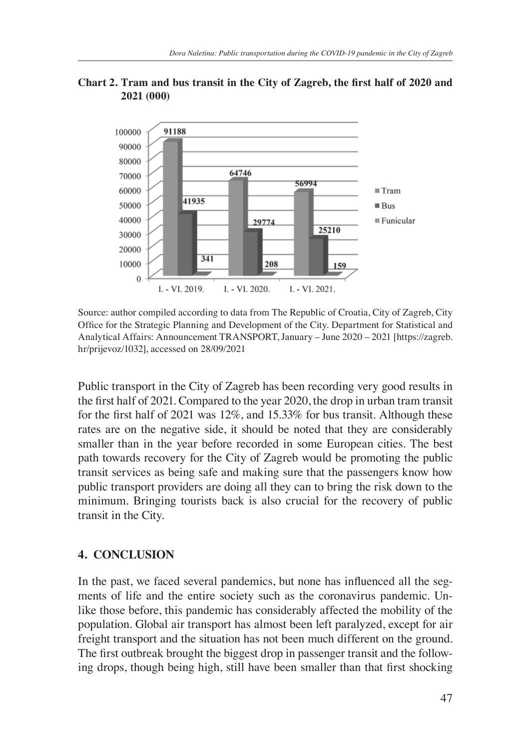**Chart 2. Tram and bus transit in the City of Zagreb, the first half of 2020 and 2021 (000)**

| | I. - VI. 2019. | I. - VI. 2020. | I. - VI. 2021. |
|---|---|---|---|
| Tram | 91188 | 64746 | 56994 |
| Bus | 41935 | 29774 | 25210 |
| Funicular | 341 | 208 | 159 |

Source: author compiled according to data from The Republic of Croatia, City of Zagreb, City Office for the Strategic Planning and Development of the City. Department for Statistical and Analytical Affairs: Announcement TRANSPORT, January – June 2020 – 2021 [https://zagreb.hr/prijevoz/1032], accessed on 28/09/2021

Public transport in the City of Zagreb has been recording very good results in the first half of 2021. Compared to the year 2020, the drop in urban tram transit for the first half of 2021 was 12%, and 15.33% for bus transit. Although these rates are on the negative side, it should be noted that they are considerably smaller than in the year before recorded in some European cities. The best path towards recovery for the City of Zagreb would be promoting the public transit services as being safe and making sure that the passengers know how public transport providers are doing all they can to bring the risk down to the minimum. Bringing tourists back is also crucial for the recovery of public transit in the City.

## 4. CONCLUSION

In the past, we faced several pandemics, but none has influenced all the segments of life and the entire society such as the coronavirus pandemic. Unlike those before, this pandemic has considerably affected the mobility of the population. Global air transport has almost been left paralyzed, except for air freight transport and the situation has not been much different on the ground. The first outbreak brought the biggest drop in passenger transit and the following drops, though being high, still have been smaller than that first shocking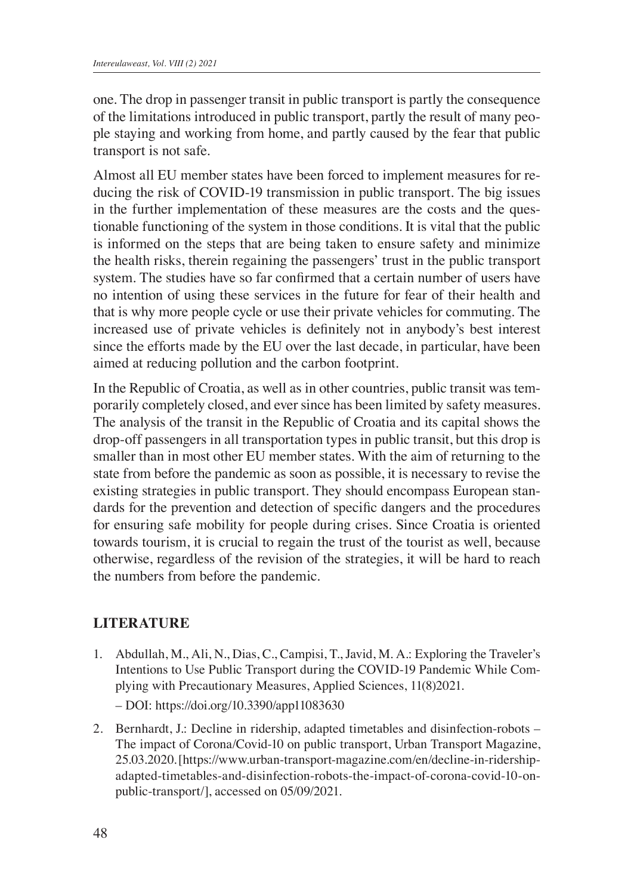one. The drop in passenger transit in public transport is partly the consequence of the limitations introduced in public transport, partly the result of many people staying and working from home, and partly caused by the fear that public transport is not safe.

Almost all EU member states have been forced to implement measures for reducing the risk of COVID-19 transmission in public transport. The big issues in the further implementation of these measures are the costs and the questionable functioning of the system in those conditions. It is vital that the public is informed on the steps that are being taken to ensure safety and minimize the health risks, therein regaining the passengers' trust in the public transport system. The studies have so far confirmed that a certain number of users have no intention of using these services in the future for fear of their health and that is why more people cycle or use their private vehicles for commuting. The increased use of private vehicles is definitely not in anybody's best interest since the efforts made by the EU over the last decade, in particular, have been aimed at reducing pollution and the carbon footprint.

In the Republic of Croatia, as well as in other countries, public transit was temporarily completely closed, and ever since has been limited by safety measures. The analysis of the transit in the Republic of Croatia and its capital shows the drop-off passengers in all transportation types in public transit, but this drop is smaller than in most other EU member states. With the aim of returning to the state from before the pandemic as soon as possible, it is necessary to revise the existing strategies in public transport. They should encompass European standards for the prevention and detection of specific dangers and the procedures for ensuring safe mobility for people during crises. Since Croatia is oriented towards tourism, it is crucial to regain the trust of the tourist as well, because otherwise, regardless of the revision of the strategies, it will be hard to reach the numbers from before the pandemic.

## LITERATURE

1. Abdullah, M., Ali, N., Dias, C., Campisi, T., Javid, M. A.: Exploring the Traveler's Intentions to Use Public Transport during the COVID-19 Pandemic While Complying with Precautionary Measures, Applied Sciences, 11(8)2021.
   – DOI: https://doi.org/10.3390/app11083630
2. Bernhardt, J.: Decline in ridership, adapted timetables and disinfection-robots – The impact of Corona/Covid-10 on public transport, Urban Transport Magazine, 25.03.2020. [https://www.urban-transport-magazine.com/en/decline-in-ridership-adapted-timetables-and-disinfection-robots-the-impact-of-corona-covid-10-on-public-transport/], accessed on 05/09/2021.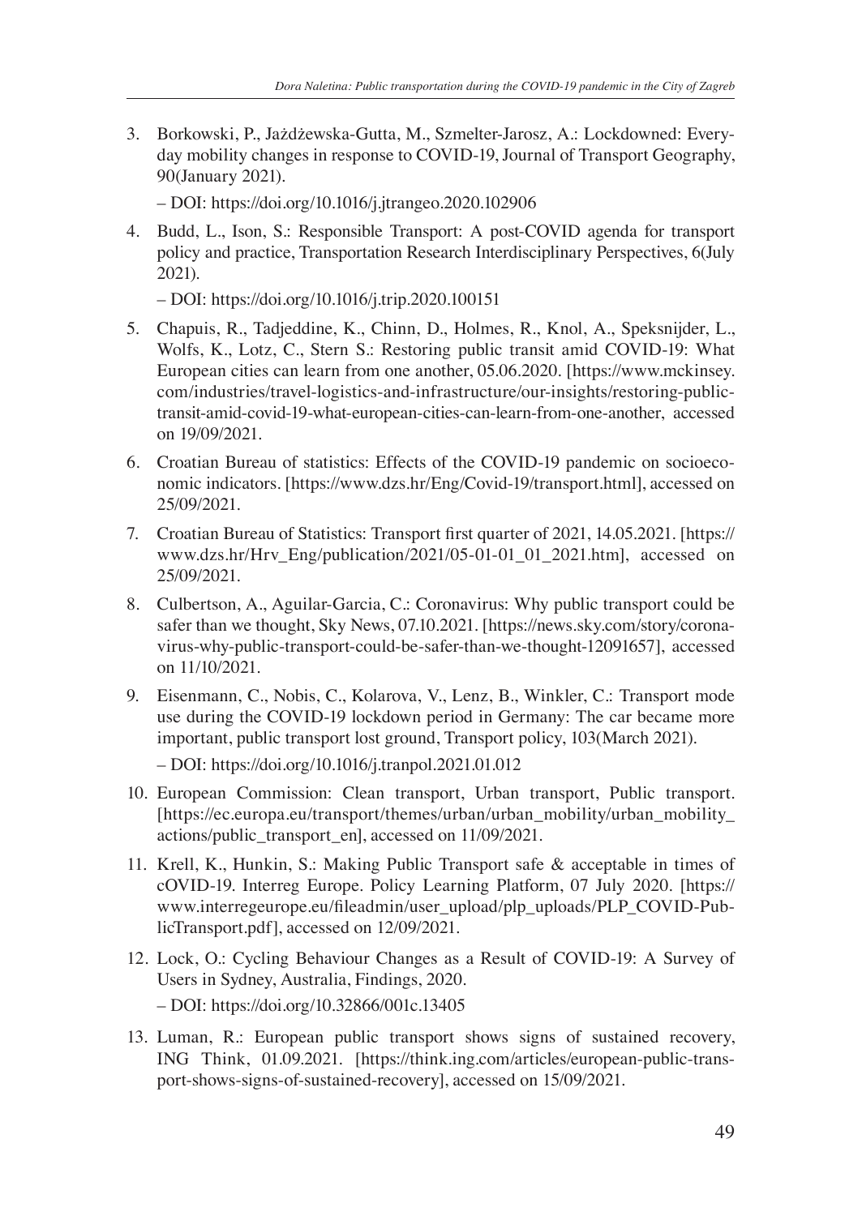3. Borkowski, P., Jażdżewska-Gutta, M., Szmelter-Jarosz, A.: Lockdowned: Everyday mobility changes in response to COVID-19, Journal of Transport Geography, 90(January 2021).

   – DOI: https://doi.org/10.1016/j.jtrangeo.2020.102906

4. Budd, L., Ison, S.: Responsible Transport: A post-COVID agenda for transport policy and practice, Transportation Research Interdisciplinary Perspectives, 6(July 2021).

   – DOI: https://doi.org/10.1016/j.trip.2020.100151

5. Chapuis, R., Tadjeddine, K., Chinn, D., Holmes, R., Knol, A., Speksnijder, L., Wolfs, K., Lotz, C., Stern S.: Restoring public transit amid COVID-19: What European cities can learn from one another, 05.06.2020. [https://www.mckinsey.com/industries/travel-logistics-and-infrastructure/our-insights/restoring-public-transit-amid-covid-19-what-european-cities-can-learn-from-one-another, accessed on 19/09/2021.

6. Croatian Bureau of statistics: Effects of the COVID-19 pandemic on socioeconomic indicators. [https://www.dzs.hr/Eng/Covid-19/transport.html], accessed on 25/09/2021.

7. Croatian Bureau of Statistics: Transport first quarter of 2021, 14.05.2021. [https://www.dzs.hr/Hrv_Eng/publication/2021/05-01-01_01_2021.htm], accessed on 25/09/2021.

8. Culbertson, A., Aguilar-Garcia, C.: Coronavirus: Why public transport could be safer than we thought, Sky News, 07.10.2021. [https://news.sky.com/story/coronavirus-why-public-transport-could-be-safer-than-we-thought-12091657], accessed on 11/10/2021.

9. Eisenmann, C., Nobis, C., Kolarova, V., Lenz, B., Winkler, C.: Transport mode use during the COVID-19 lockdown period in Germany: The car became more important, public transport lost ground, Transport policy, 103(March 2021).

   – DOI: https://doi.org/10.1016/j.tranpol.2021.01.012

10. European Commission: Clean transport, Urban transport, Public transport. [https://ec.europa.eu/transport/themes/urban/urban_mobility/urban_mobility_actions/public_transport_en], accessed on 11/09/2021.

11. Krell, K., Hunkin, S.: Making Public Transport safe & acceptable in times of cOVID-19. Interreg Europe. Policy Learning Platform, 07 July 2020. [https://www.interregeurope.eu/fileadmin/user_upload/plp_uploads/PLP_COVID-PublicTransport.pdf], accessed on 12/09/2021.

12. Lock, O.: Cycling Behaviour Changes as a Result of COVID-19: A Survey of Users in Sydney, Australia, Findings, 2020.

    – DOI: https://doi.org/10.32866/001c.13405

13. Luman, R.: European public transport shows signs of sustained recovery, ING Think, 01.09.2021. [https://think.ing.com/articles/european-public-transport-shows-signs-of-sustained-recovery], accessed on 15/09/2021.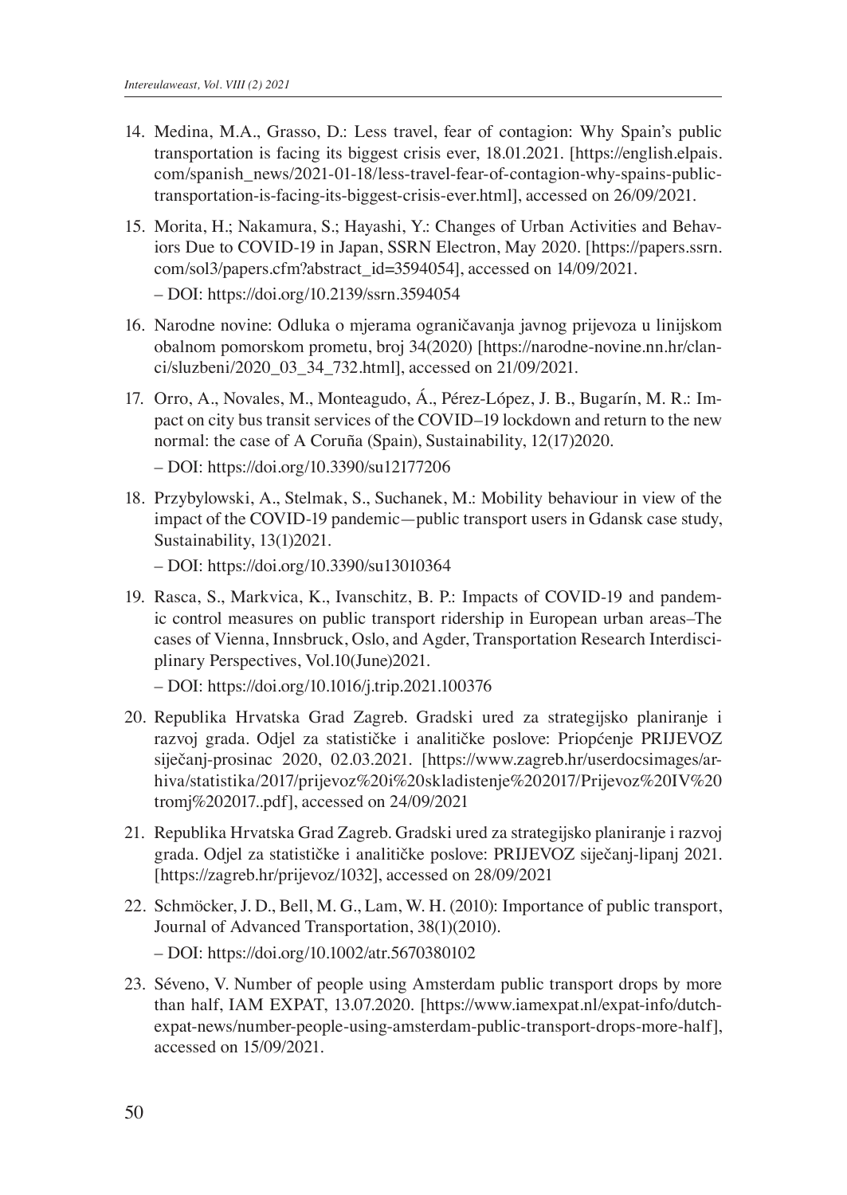14. Medina, M.A., Grasso, D.: Less travel, fear of contagion: Why Spain's public transportation is facing its biggest crisis ever, 18.01.2021. [https://english.elpais.com/spanish_news/2021-01-18/less-travel-fear-of-contagion-why-spains-public-transportation-is-facing-its-biggest-crisis-ever.html], accessed on 26/09/2021.
15. Morita, H.; Nakamura, S.; Hayashi, Y.: Changes of Urban Activities and Behaviors Due to COVID-19 in Japan, SSRN Electron, May 2020. [https://papers.ssrn.com/sol3/papers.cfm?abstract_id=3594054], accessed on 14/09/2021.

    – DOI: https://doi.org/10.2139/ssrn.3594054
16. Narodne novine: Odluka o mjerama ograničavanja javnog prijevoza u linijskom obalnom pomorskom prometu, broj 34(2020) [https://narodne-novine.nn.hr/clanci/sluzbeni/2020_03_34_732.html], accessed on 21/09/2021.
17. Orro, A., Novales, M., Monteagudo, Á., Pérez-López, J. B., Bugarín, M. R.: Impact on city bus transit services of the COVID–19 lockdown and return to the new normal: the case of A Coruña (Spain), Sustainability, 12(17)2020.

    – DOI: https://doi.org/10.3390/su12177206
18. Przybylowski, A., Stelmak, S., Suchanek, M.: Mobility behaviour in view of the impact of the COVID-19 pandemic—public transport users in Gdansk case study, Sustainability, 13(1)2021.

    – DOI: https://doi.org/10.3390/su13010364
19. Rasca, S., Markvica, K., Ivanschitz, B. P.: Impacts of COVID-19 and pandemic control measures on public transport ridership in European urban areas–The cases of Vienna, Innsbruck, Oslo, and Agder, Transportation Research Interdisciplinary Perspectives, Vol.10(June)2021.

    – DOI: https://doi.org/10.1016/j.trip.2021.100376
20. Republika Hrvatska Grad Zagreb. Gradski ured za strategijsko planiranje i razvoj grada. Odjel za statističke i analitičke poslove: Priopćenje PRIJEVOZ siječanj-prosinac 2020, 02.03.2021. [https://www.zagreb.hr/userdocsimages/arhiva/statistika/2017/prijevoz%20i%20skladistenje%202017/Prijevoz%20IV%20tromj%202017..pdf], accessed on 24/09/2021
21. Republika Hrvatska Grad Zagreb. Gradski ured za strategijsko planiranje i razvoj grada. Odjel za statističke i analitičke poslove: PRIJEVOZ siječanj-lipanj 2021. [https://zagreb.hr/prijevoz/1032], accessed on 28/09/2021
22. Schmöcker, J. D., Bell, M. G., Lam, W. H. (2010): Importance of public transport, Journal of Advanced Transportation, 38(1)(2010).

    – DOI: https://doi.org/10.1002/atr.5670380102
23. Séveno, V. Number of people using Amsterdam public transport drops by more than half, IAM EXPAT, 13.07.2020. [https://www.iamexpat.nl/expat-info/dutch-expat-news/number-people-using-amsterdam-public-transport-drops-more-half], accessed on 15/09/2021.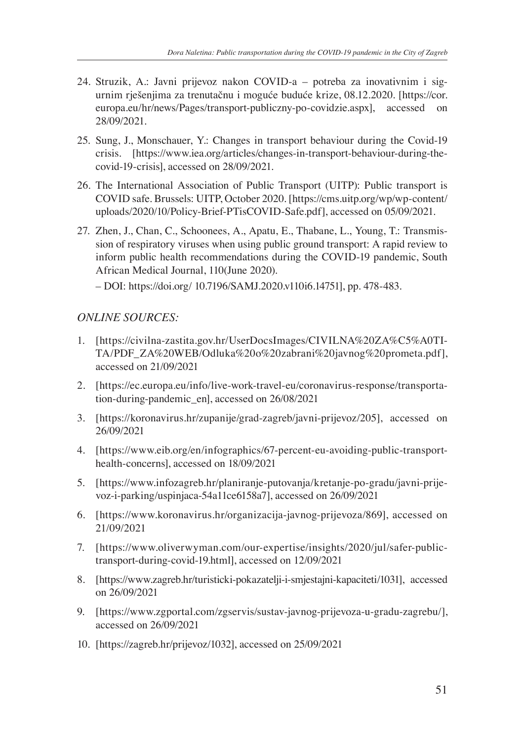24. Struzik, A.: Javni prijevoz nakon COVID-a – potreba za inovativnim i sigurnim rješenjima za trenutačnu i moguće buduće krize, 08.12.2020. [https://cor.europa.eu/hr/news/Pages/transport-publiczny-po-covidzie.aspx], accessed on 28/09/2021.
25. Sung, J., Monschauer, Y.: Changes in transport behaviour during the Covid-19 crisis. [https://www.iea.org/articles/changes-in-transport-behaviour-during-the-covid-19-crisis], accessed on 28/09/2021.
26. The International Association of Public Transport (UITP): Public transport is COVID safe. Brussels: UITP, October 2020. [https://cms.uitp.org/wp/wp-content/uploads/2020/10/Policy-Brief-PTisCOVID-Safe.pdf], accessed on 05/09/2021.
27. Zhen, J., Chan, C., Schoonees, A., Apatu, E., Thabane, L., Young, T.: Transmission of respiratory viruses when using public ground transport: A rapid review to inform public health recommendations during the COVID-19 pandemic, South African Medical Journal, 110(June 2020).

    – DOI: https://doi.org/ 10.7196/SAMJ.2020.v110i6.14751], pp. 478-483.

*ONLINE SOURCES:*

1. [https://civilna-zastita.gov.hr/UserDocsImages/CIVILNA%20ZA%C5%A0TITA/PDF_ZA%20WEB/Odluka%20o%20zabrani%20javnog%20prometa.pdf], accessed on 21/09/2021
2. [https://ec.europa.eu/info/live-work-travel-eu/coronavirus-response/transportation-during-pandemic_en], accessed on 26/08/2021
3. [https://koronavirus.hr/zupanije/grad-zagreb/javni-prijevoz/205], accessed on 26/09/2021
4. [https://www.eib.org/en/infographics/67-percent-eu-avoiding-public-transport-health-concerns], accessed on 18/09/2021
5. [https://www.infozagreb.hr/planiranje-putovanja/kretanje-po-gradu/javni-prijevoz-i-parking/uspinjaca-54a11ce6158a7], accessed on 26/09/2021
6. [https://www.koronavirus.hr/organizacija-javnog-prijevoza/869], accessed on 21/09/2021
7. [https://www.oliverwyman.com/our-expertise/insights/2020/jul/safer-public-transport-during-covid-19.html], accessed on 12/09/2021
8. [https://www.zagreb.hr/turisticki-pokazatelji-i-smjestajni-kapaciteti/1031], accessed on 26/09/2021
9. [https://www.zgportal.com/zgservis/sustav-javnog-prijevoza-u-gradu-zagrebu/], accessed on 26/09/2021
10. [https://zagreb.hr/prijevoz/1032], accessed on 25/09/2021